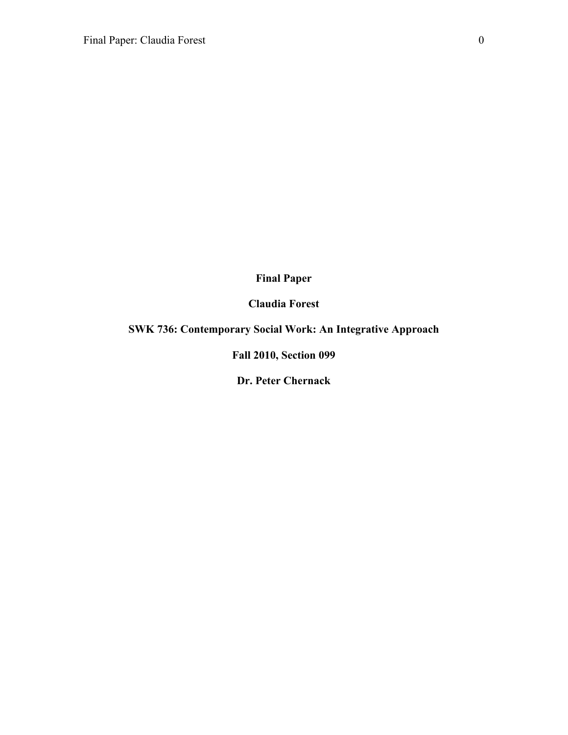**Final Paper**

**Claudia Forest**

**SWK 736: Contemporary Social Work: An Integrative Approach**

**Fall 2010, Section 099**

**Dr. Peter Chernack**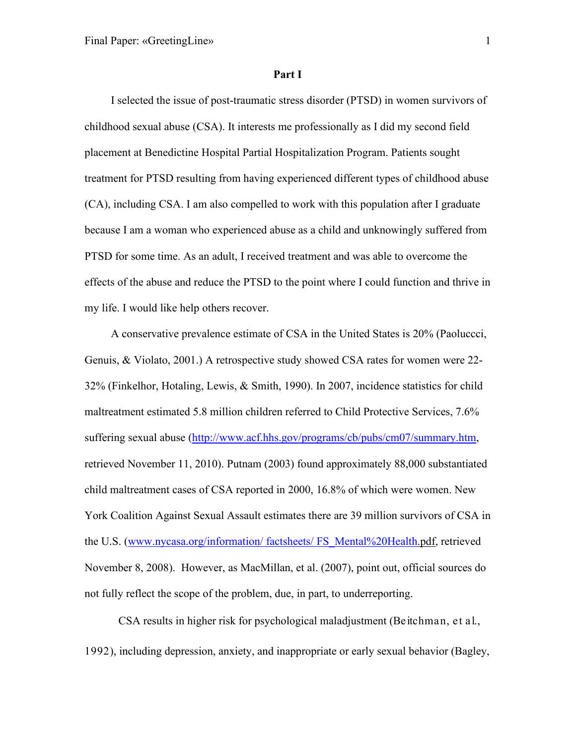**Part I**

I selected the issue of post-traumatic stress disorder (PTSD) in women survivors of childhood sexual abuse (CSA). It interests me professionally as I did my second field placement at Benedictine Hospital Partial Hospitalization Program. Patients sought treatment for PTSD resulting from having experienced different types of childhood abuse (CA), including CSA. I am also compelled to work with this population after I graduate because I am a woman who experienced abuse as a child and unknowingly suffered from PTSD for some time. As an adult, I received treatment and was able to overcome the effects of the abuse and reduce the PTSD to the point where I could function and thrive in my life. I would like help others recover.

A conservative prevalence estimate of CSA in the United States is 20% (Paoluccci, Genuis, & Violato, 2001.) A retrospective study showed CSA rates for women were 22-32% (Finkelhor, Hotaling, Lewis, & Smith, 1990). In 2007, incidence statistics for child maltreatment estimated 5.8 million children referred to Child Protective Services, 7.6% suffering sexual abuse (http://www.acf.hhs.gov/programs/cb/pubs/cm07/summary.htm, retrieved November 11, 2010). Putnam (2003) found approximately 88,000 substantiated child maltreatment cases of CSA reported in 2000, 16.8% of which were women. New York Coalition Against Sexual Assault estimates there are 39 million survivors of CSA in the U.S. (www.nycasa.org/information/ factsheets/ FS_Mental%20Health.pdf, retrieved November 8, 2008). However, as MacMillan, et al. (2007), point out, official sources do not fully reflect the scope of the problem, due, in part, to underreporting.

CSA results in higher risk for psychological maladjustment (Beitchman, et al., 1992), including depression, anxiety, and inappropriate or early sexual behavior (Bagley,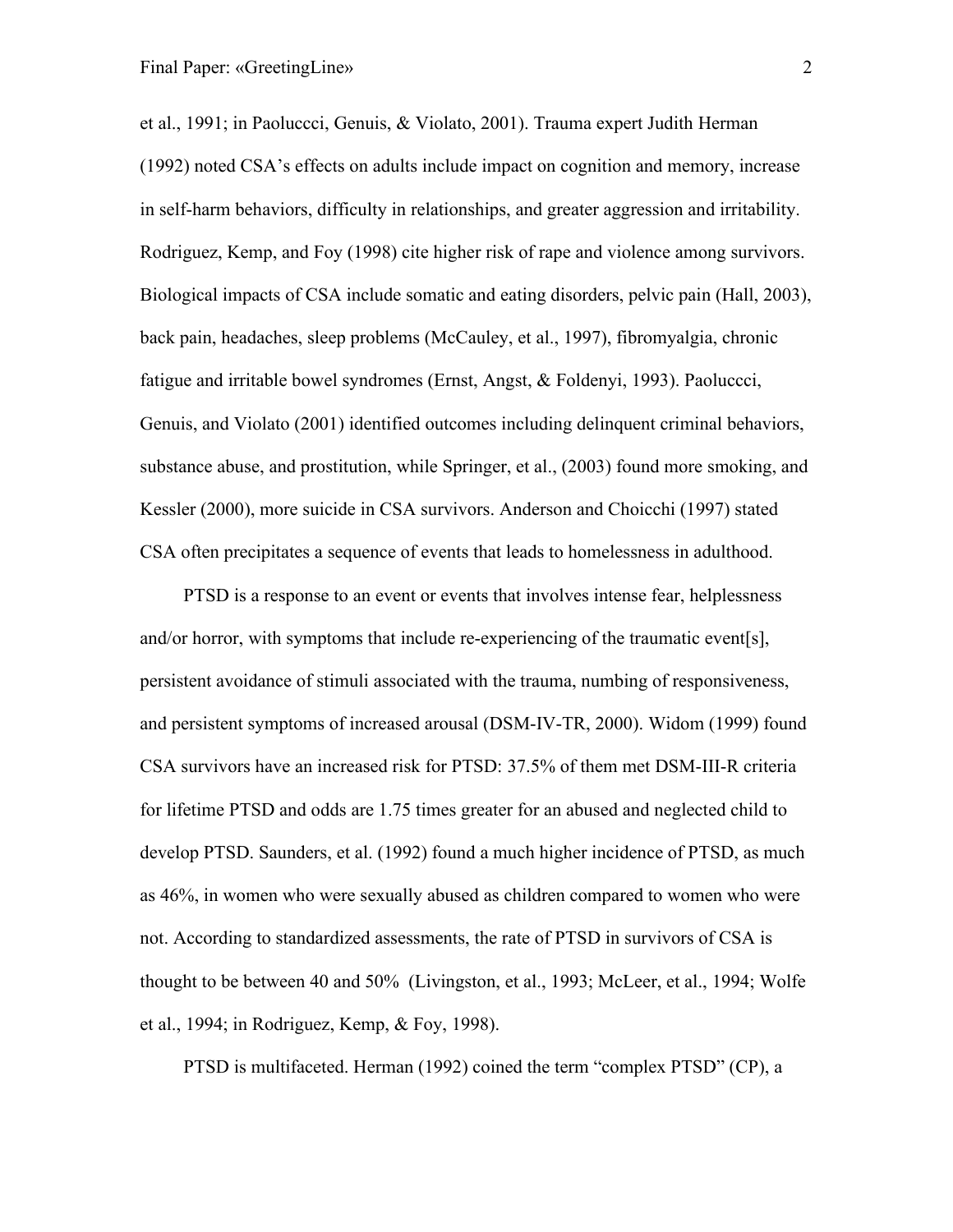et al., 1991; in Paoluccci, Genuis, & Violato, 2001). Trauma expert Judith Herman (1992) noted CSA's effects on adults include impact on cognition and memory, increase in self-harm behaviors, difficulty in relationships, and greater aggression and irritability. Rodriguez, Kemp, and Foy (1998) cite higher risk of rape and violence among survivors. Biological impacts of CSA include somatic and eating disorders, pelvic pain (Hall, 2003), back pain, headaches, sleep problems (McCauley, et al., 1997), fibromyalgia, chronic fatigue and irritable bowel syndromes (Ernst, Angst, & Foldenyi, 1993). Paoluccci, Genuis, and Violato (2001) identified outcomes including delinquent criminal behaviors, substance abuse, and prostitution, while Springer, et al., (2003) found more smoking, and Kessler (2000), more suicide in CSA survivors. Anderson and Choicchi (1997) stated CSA often precipitates a sequence of events that leads to homelessness in adulthood.

PTSD is a response to an event or events that involves intense fear, helplessness and/or horror, with symptoms that include re-experiencing of the traumatic event[s], persistent avoidance of stimuli associated with the trauma, numbing of responsiveness, and persistent symptoms of increased arousal (DSM-IV-TR, 2000). Widom (1999) found CSA survivors have an increased risk for PTSD: 37.5% of them met DSM-III-R criteria for lifetime PTSD and odds are 1.75 times greater for an abused and neglected child to develop PTSD. Saunders, et al. (1992) found a much higher incidence of PTSD, as much as 46%, in women who were sexually abused as children compared to women who were not. According to standardized assessments, the rate of PTSD in survivors of CSA is thought to be between 40 and 50% (Livingston, et al., 1993; McLeer, et al., 1994; Wolfe et al., 1994; in Rodriguez, Kemp, & Foy, 1998).

PTSD is multifaceted. Herman (1992) coined the term "complex PTSD" (CP), a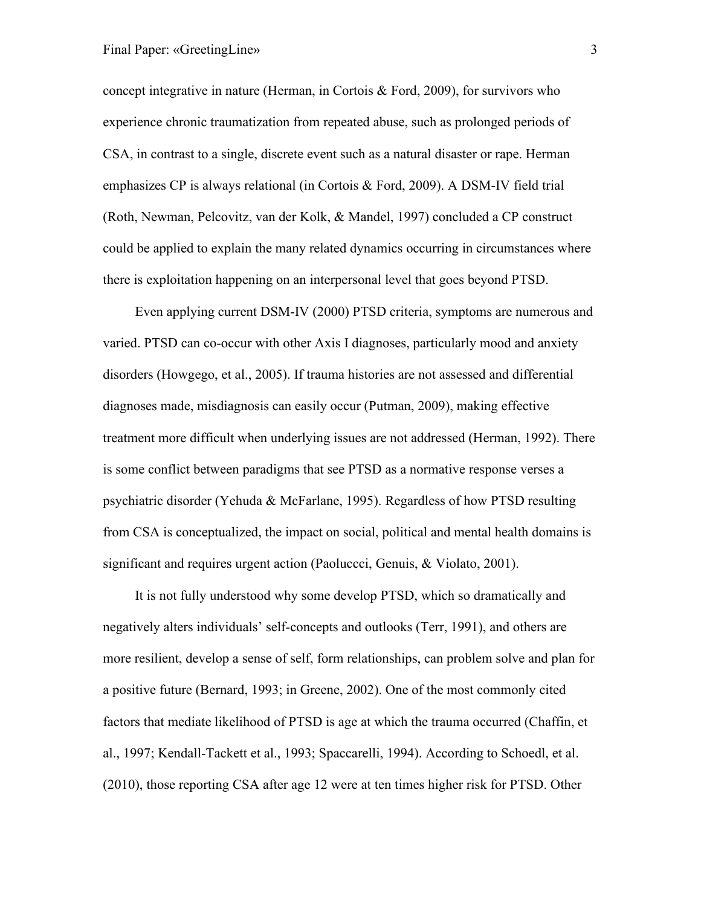concept integrative in nature (Herman, in Cortois & Ford, 2009), for survivors who experience chronic traumatization from repeated abuse, such as prolonged periods of CSA, in contrast to a single, discrete event such as a natural disaster or rape. Herman emphasizes CP is always relational (in Cortois & Ford, 2009). A DSM-IV field trial (Roth, Newman, Pelcovitz, van der Kolk, & Mandel, 1997) concluded a CP construct could be applied to explain the many related dynamics occurring in circumstances where there is exploitation happening on an interpersonal level that goes beyond PTSD.

Even applying current DSM-IV (2000) PTSD criteria, symptoms are numerous and varied. PTSD can co-occur with other Axis I diagnoses, particularly mood and anxiety disorders (Howgego, et al., 2005). If trauma histories are not assessed and differential diagnoses made, misdiagnosis can easily occur (Putman, 2009), making effective treatment more difficult when underlying issues are not addressed (Herman, 1992). There is some conflict between paradigms that see PTSD as a normative response verses a psychiatric disorder (Yehuda & McFarlane, 1995). Regardless of how PTSD resulting from CSA is conceptualized, the impact on social, political and mental health domains is significant and requires urgent action (Paoluccci, Genuis, & Violato, 2001).

It is not fully understood why some develop PTSD, which so dramatically and negatively alters individuals' self-concepts and outlooks (Terr, 1991), and others are more resilient, develop a sense of self, form relationships, can problem solve and plan for a positive future (Bernard, 1993; in Greene, 2002). One of the most commonly cited factors that mediate likelihood of PTSD is age at which the trauma occurred (Chaffin, et al., 1997; Kendall-Tackett et al., 1993; Spaccarelli, 1994). According to Schoedl, et al. (2010), those reporting CSA after age 12 were at ten times higher risk for PTSD. Other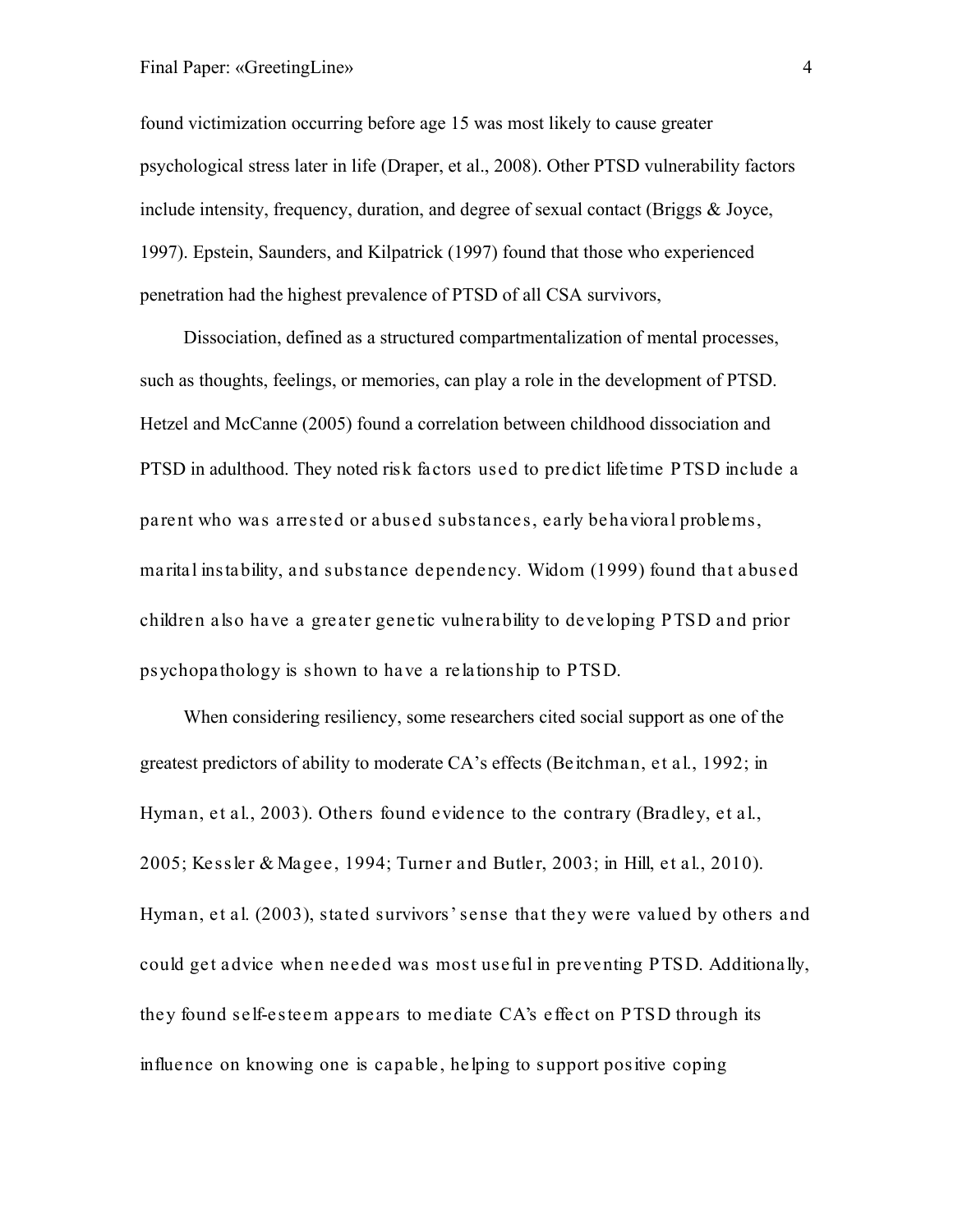found victimization occurring before age 15 was most likely to cause greater psychological stress later in life (Draper, et al., 2008). Other PTSD vulnerability factors include intensity, frequency, duration, and degree of sexual contact (Briggs & Joyce, 1997). Epstein, Saunders, and Kilpatrick (1997) found that those who experienced penetration had the highest prevalence of PTSD of all CSA survivors,

Dissociation, defined as a structured compartmentalization of mental processes, such as thoughts, feelings, or memories, can play a role in the development of PTSD. Hetzel and McCanne (2005) found a correlation between childhood dissociation and PTSD in adulthood. They noted risk factors used to predict lifetime PTSD include a parent who was arrested or abused substances, early behavioral problems, marital instability, and substance dependency. Widom (1999) found that abused children also have a greater genetic vulnerability to developing PTSD and prior psychopathology is shown to have a relationship to PTSD.

When considering resiliency, some researchers cited social support as one of the greatest predictors of ability to moderate CA's effects (Beitchman, et al., 1992; in Hyman, et al., 2003). Others found evidence to the contrary (Bradley, et al., 2005; Kessler & Magee, 1994; Turner and Butler, 2003; in Hill, et al., 2010). Hyman, et al. (2003), stated survivors' sense that they were valued by others and could get advice when needed was most useful in preventing PTSD. Additionally, they found self-esteem appears to mediate CA's effect on PTSD through its influence on knowing one is capable, helping to support positive coping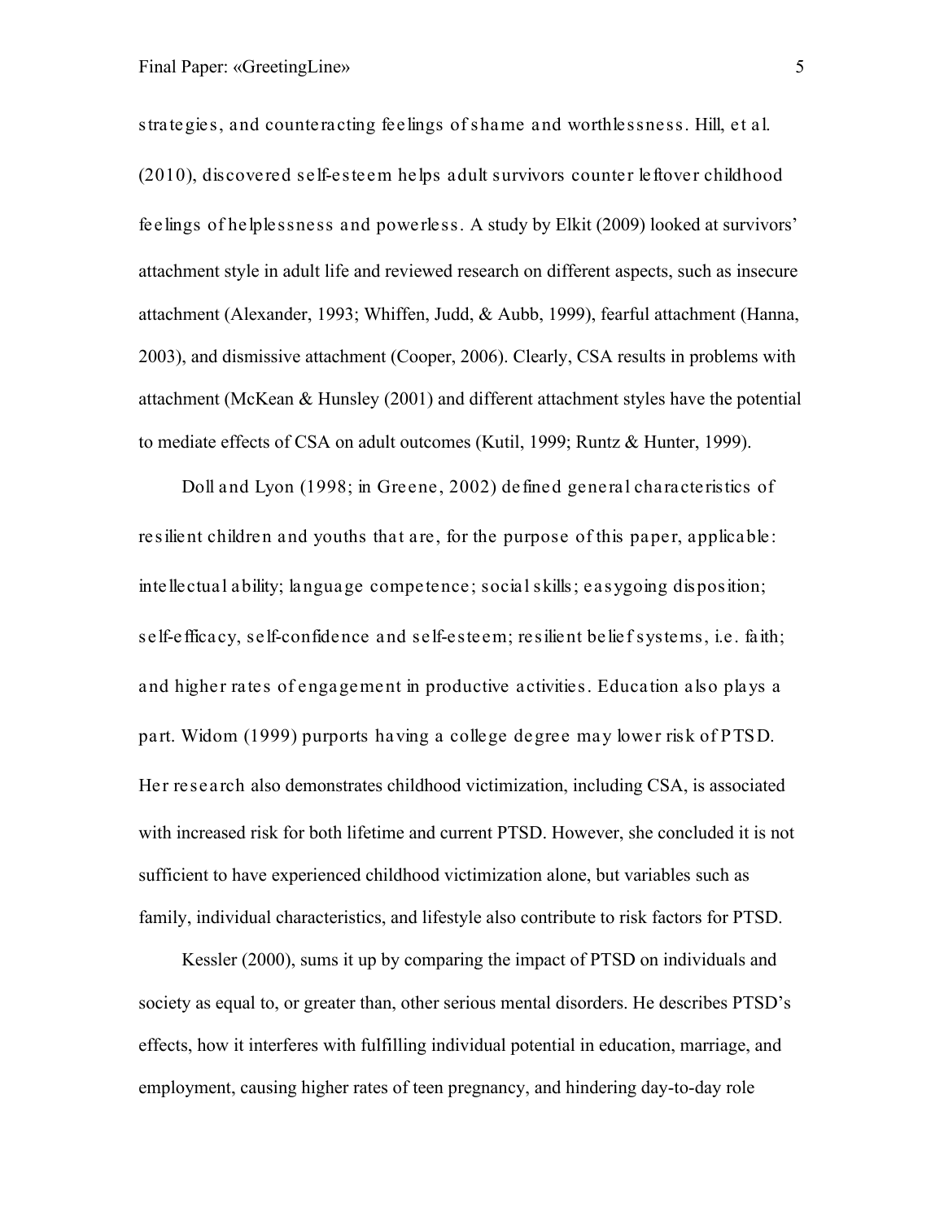strategies, and counteracting feelings of shame and worthlessness. Hill, et al. (2010), discovered self-esteem helps adult survivors counter leftover childhood feelings of helplessness and powerless. A study by Elkit (2009) looked at survivors' attachment style in adult life and reviewed research on different aspects, such as insecure attachment (Alexander, 1993; Whiffen, Judd, & Aubb, 1999), fearful attachment (Hanna, 2003), and dismissive attachment (Cooper, 2006). Clearly, CSA results in problems with attachment (McKean & Hunsley (2001) and different attachment styles have the potential to mediate effects of CSA on adult outcomes (Kutil, 1999; Runtz & Hunter, 1999).

Doll and Lyon (1998; in Greene, 2002) defined general characteristics of resilient children and youths that are, for the purpose of this paper, applicable: intellectual ability; language competence; social skills; easygoing disposition; self-efficacy, self-confidence and self-esteem; resilient belief systems, i.e. faith; and higher rates of engagement in productive activities. Education also plays a part. Widom (1999) purports having a college degree may lower risk of PTSD. Her research also demonstrates childhood victimization, including CSA, is associated with increased risk for both lifetime and current PTSD. However, she concluded it is not sufficient to have experienced childhood victimization alone, but variables such as family, individual characteristics, and lifestyle also contribute to risk factors for PTSD.

Kessler (2000), sums it up by comparing the impact of PTSD on individuals and society as equal to, or greater than, other serious mental disorders. He describes PTSD's effects, how it interferes with fulfilling individual potential in education, marriage, and employment, causing higher rates of teen pregnancy, and hindering day-to-day role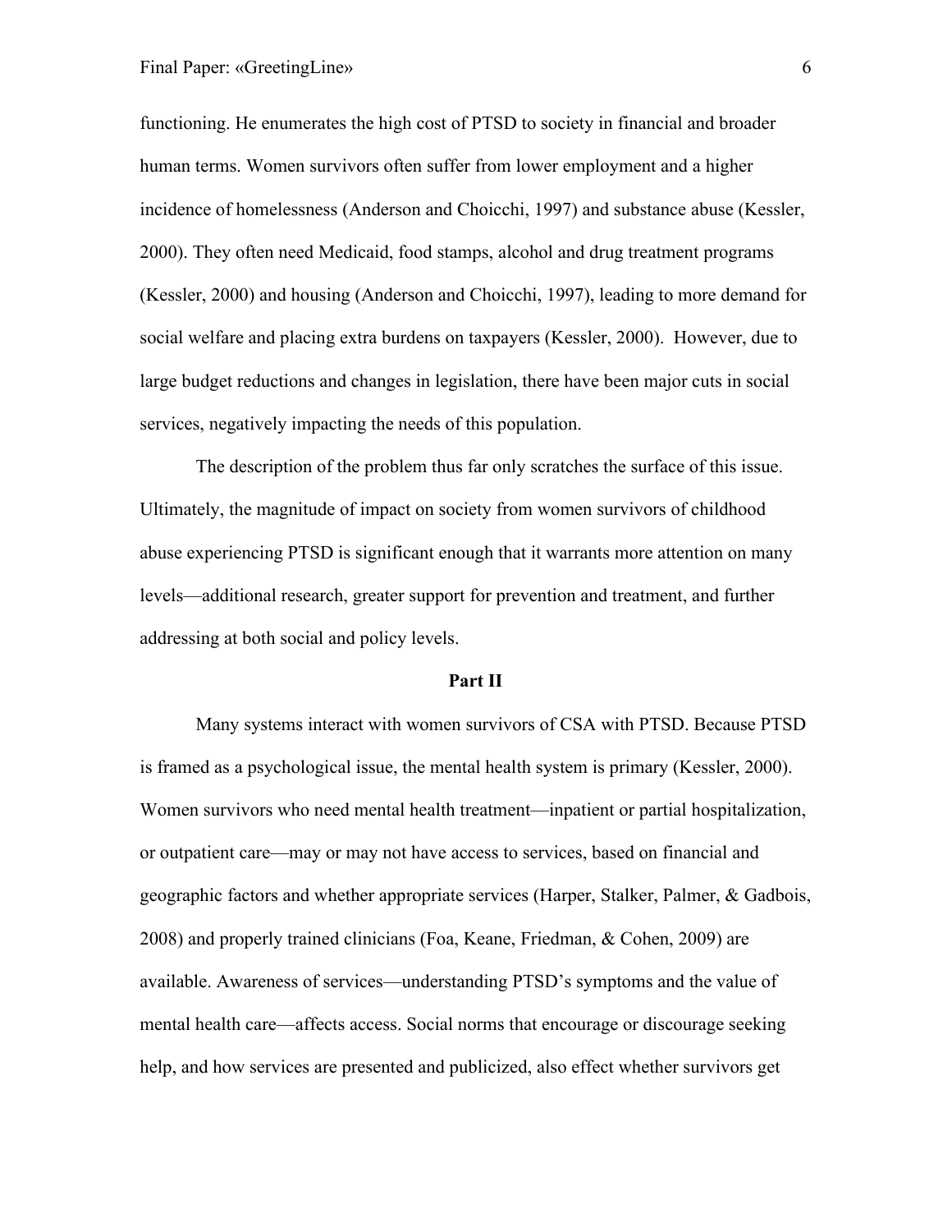functioning. He enumerates the high cost of PTSD to society in financial and broader human terms. Women survivors often suffer from lower employment and a higher incidence of homelessness (Anderson and Choicchi, 1997) and substance abuse (Kessler, 2000). They often need Medicaid, food stamps, alcohol and drug treatment programs (Kessler, 2000) and housing (Anderson and Choicchi, 1997), leading to more demand for social welfare and placing extra burdens on taxpayers (Kessler, 2000). However, due to large budget reductions and changes in legislation, there have been major cuts in social services, negatively impacting the needs of this population.

The description of the problem thus far only scratches the surface of this issue. Ultimately, the magnitude of impact on society from women survivors of childhood abuse experiencing PTSD is significant enough that it warrants more attention on many levels—additional research, greater support for prevention and treatment, and further addressing at both social and policy levels.

## Part II

Many systems interact with women survivors of CSA with PTSD. Because PTSD is framed as a psychological issue, the mental health system is primary (Kessler, 2000). Women survivors who need mental health treatment—inpatient or partial hospitalization, or outpatient care—may or may not have access to services, based on financial and geographic factors and whether appropriate services (Harper, Stalker, Palmer, & Gadbois, 2008) and properly trained clinicians (Foa, Keane, Friedman, & Cohen, 2009) are available. Awareness of services—understanding PTSD's symptoms and the value of mental health care—affects access. Social norms that encourage or discourage seeking help, and how services are presented and publicized, also effect whether survivors get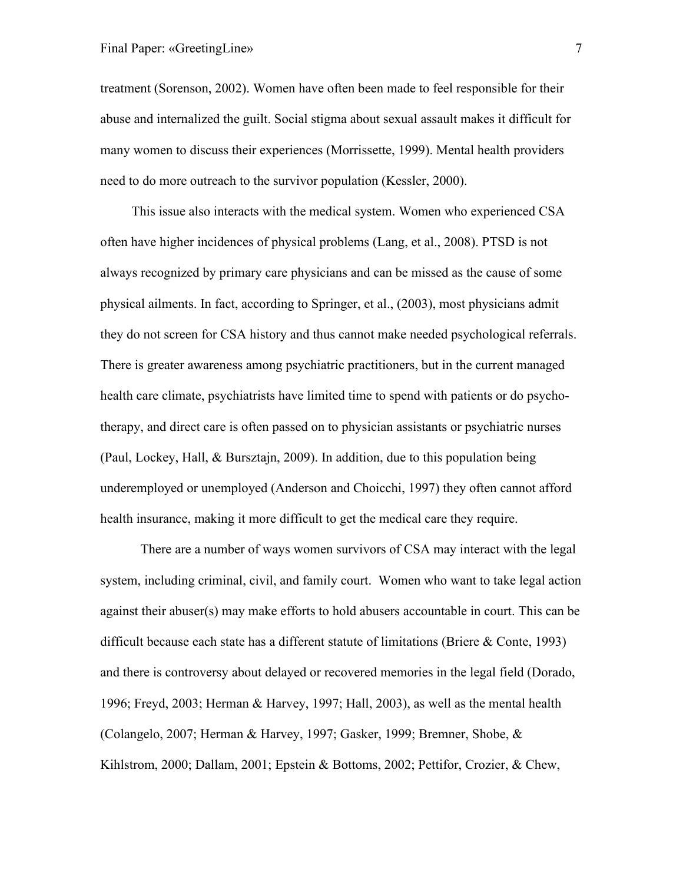treatment (Sorenson, 2002). Women have often been made to feel responsible for their abuse and internalized the guilt. Social stigma about sexual assault makes it difficult for many women to discuss their experiences (Morrissette, 1999). Mental health providers need to do more outreach to the survivor population (Kessler, 2000).

This issue also interacts with the medical system. Women who experienced CSA often have higher incidences of physical problems (Lang, et al., 2008). PTSD is not always recognized by primary care physicians and can be missed as the cause of some physical ailments. In fact, according to Springer, et al., (2003), most physicians admit they do not screen for CSA history and thus cannot make needed psychological referrals. There is greater awareness among psychiatric practitioners, but in the current managed health care climate, psychiatrists have limited time to spend with patients or do psycho-therapy, and direct care is often passed on to physician assistants or psychiatric nurses (Paul, Lockey, Hall, & Bursztajn, 2009). In addition, due to this population being underemployed or unemployed (Anderson and Choicchi, 1997) they often cannot afford health insurance, making it more difficult to get the medical care they require.

There are a number of ways women survivors of CSA may interact with the legal system, including criminal, civil, and family court. Women who want to take legal action against their abuser(s) may make efforts to hold abusers accountable in court. This can be difficult because each state has a different statute of limitations (Briere & Conte, 1993) and there is controversy about delayed or recovered memories in the legal field (Dorado, 1996; Freyd, 2003; Herman & Harvey, 1997; Hall, 2003), as well as the mental health (Colangelo, 2007; Herman & Harvey, 1997; Gasker, 1999; Bremner, Shobe, & Kihlstrom, 2000; Dallam, 2001; Epstein & Bottoms, 2002; Pettifor, Crozier, & Chew,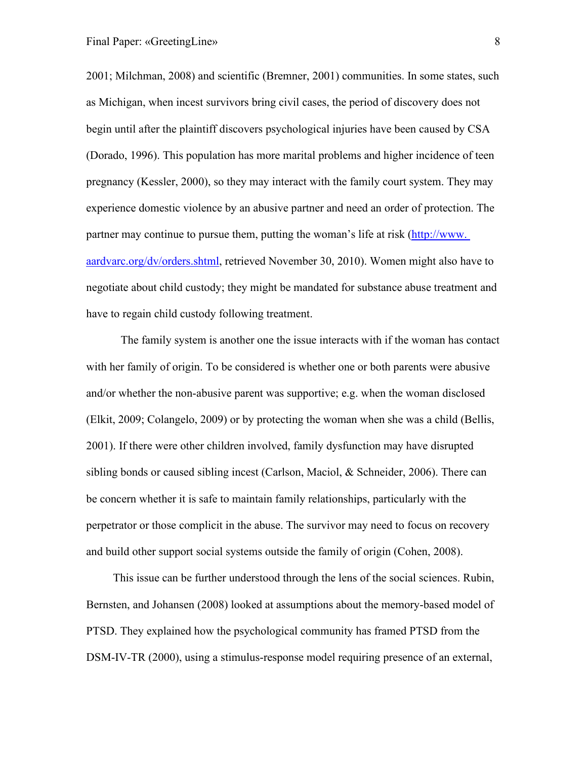2001; Milchman, 2008) and scientific (Bremner, 2001) communities. In some states, such as Michigan, when incest survivors bring civil cases, the period of discovery does not begin until after the plaintiff discovers psychological injuries have been caused by CSA (Dorado, 1996). This population has more marital problems and higher incidence of teen pregnancy (Kessler, 2000), so they may interact with the family court system. They may experience domestic violence by an abusive partner and need an order of protection. The partner may continue to pursue them, putting the woman's life at risk (http://www.aardvarc.org/dv/orders.shtml, retrieved November 30, 2010). Women might also have to negotiate about child custody; they might be mandated for substance abuse treatment and have to regain child custody following treatment.

The family system is another one the issue interacts with if the woman has contact with her family of origin. To be considered is whether one or both parents were abusive and/or whether the non-abusive parent was supportive; e.g. when the woman disclosed (Elkit, 2009; Colangelo, 2009) or by protecting the woman when she was a child (Bellis, 2001). If there were other children involved, family dysfunction may have disrupted sibling bonds or caused sibling incest (Carlson, Maciol, & Schneider, 2006). There can be concern whether it is safe to maintain family relationships, particularly with the perpetrator or those complicit in the abuse. The survivor may need to focus on recovery and build other support social systems outside the family of origin (Cohen, 2008).

This issue can be further understood through the lens of the social sciences. Rubin, Bernsten, and Johansen (2008) looked at assumptions about the memory-based model of PTSD. They explained how the psychological community has framed PTSD from the DSM-IV-TR (2000), using a stimulus-response model requiring presence of an external,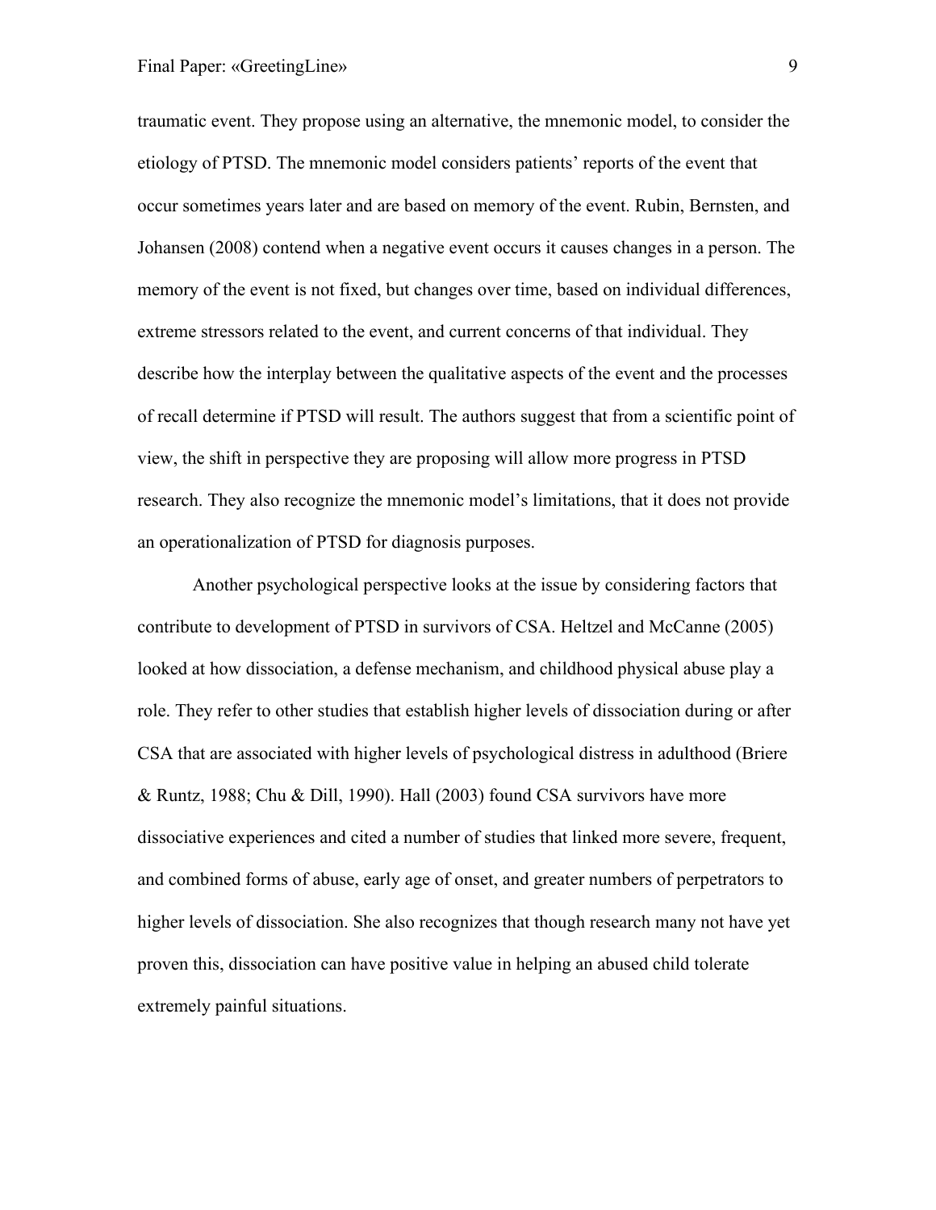traumatic event. They propose using an alternative, the mnemonic model, to consider the etiology of PTSD. The mnemonic model considers patients' reports of the event that occur sometimes years later and are based on memory of the event. Rubin, Bernsten, and Johansen (2008) contend when a negative event occurs it causes changes in a person. The memory of the event is not fixed, but changes over time, based on individual differences, extreme stressors related to the event, and current concerns of that individual. They describe how the interplay between the qualitative aspects of the event and the processes of recall determine if PTSD will result. The authors suggest that from a scientific point of view, the shift in perspective they are proposing will allow more progress in PTSD research. They also recognize the mnemonic model's limitations, that it does not provide an operationalization of PTSD for diagnosis purposes.

Another psychological perspective looks at the issue by considering factors that contribute to development of PTSD in survivors of CSA. Heltzel and McCanne (2005) looked at how dissociation, a defense mechanism, and childhood physical abuse play a role. They refer to other studies that establish higher levels of dissociation during or after CSA that are associated with higher levels of psychological distress in adulthood (Briere & Runtz, 1988; Chu & Dill, 1990). Hall (2003) found CSA survivors have more dissociative experiences and cited a number of studies that linked more severe, frequent, and combined forms of abuse, early age of onset, and greater numbers of perpetrators to higher levels of dissociation. She also recognizes that though research many not have yet proven this, dissociation can have positive value in helping an abused child tolerate extremely painful situations.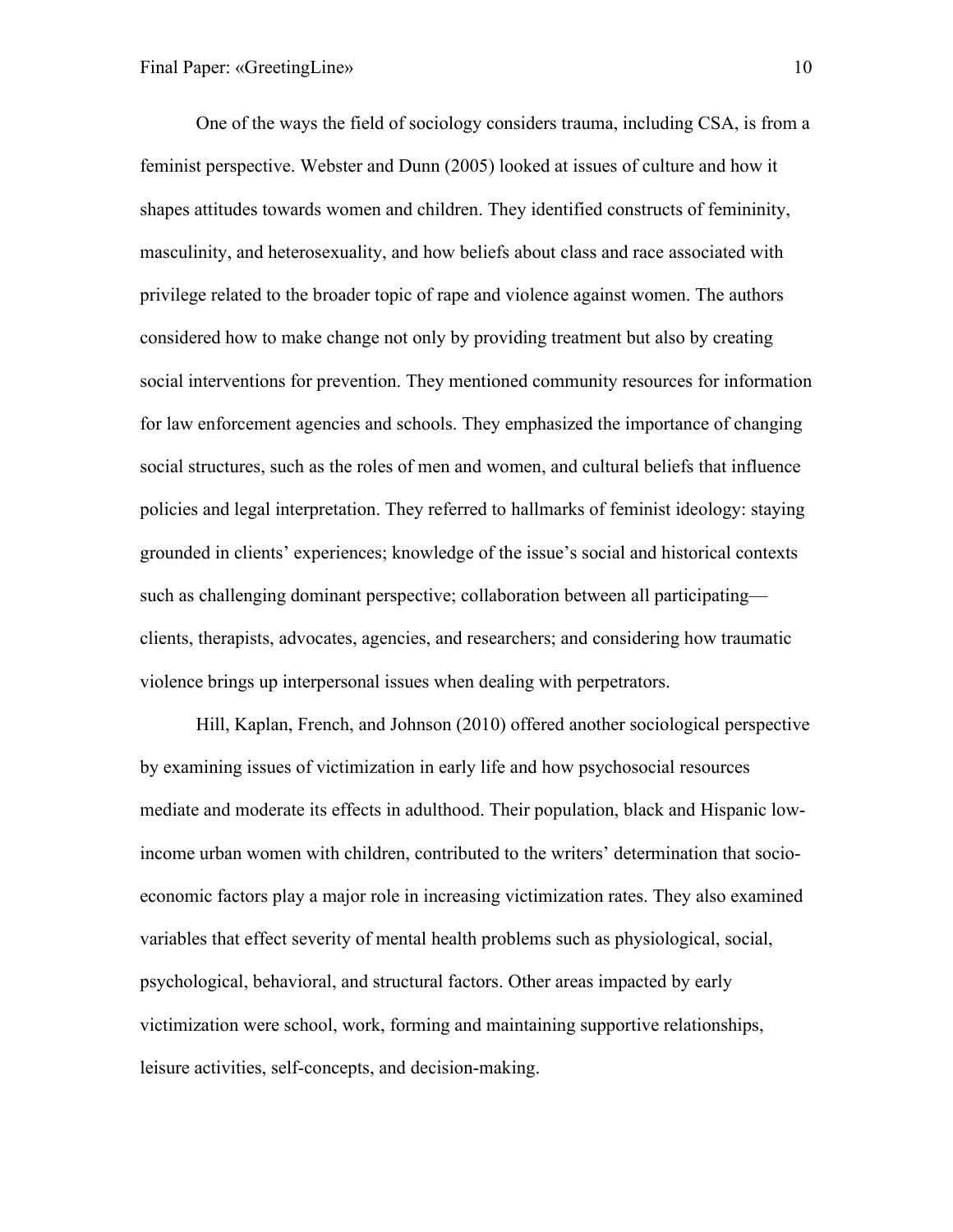One of the ways the field of sociology considers trauma, including CSA, is from a feminist perspective. Webster and Dunn (2005) looked at issues of culture and how it shapes attitudes towards women and children. They identified constructs of femininity, masculinity, and heterosexuality, and how beliefs about class and race associated with privilege related to the broader topic of rape and violence against women. The authors considered how to make change not only by providing treatment but also by creating social interventions for prevention. They mentioned community resources for information for law enforcement agencies and schools. They emphasized the importance of changing social structures, such as the roles of men and women, and cultural beliefs that influence policies and legal interpretation. They referred to hallmarks of feminist ideology: staying grounded in clients' experiences; knowledge of the issue's social and historical contexts such as challenging dominant perspective; collaboration between all participating—clients, therapists, advocates, agencies, and researchers; and considering how traumatic violence brings up interpersonal issues when dealing with perpetrators.

Hill, Kaplan, French, and Johnson (2010) offered another sociological perspective by examining issues of victimization in early life and how psychosocial resources mediate and moderate its effects in adulthood. Their population, black and Hispanic low-income urban women with children, contributed to the writers' determination that socio-economic factors play a major role in increasing victimization rates. They also examined variables that effect severity of mental health problems such as physiological, social, psychological, behavioral, and structural factors. Other areas impacted by early victimization were school, work, forming and maintaining supportive relationships, leisure activities, self-concepts, and decision-making.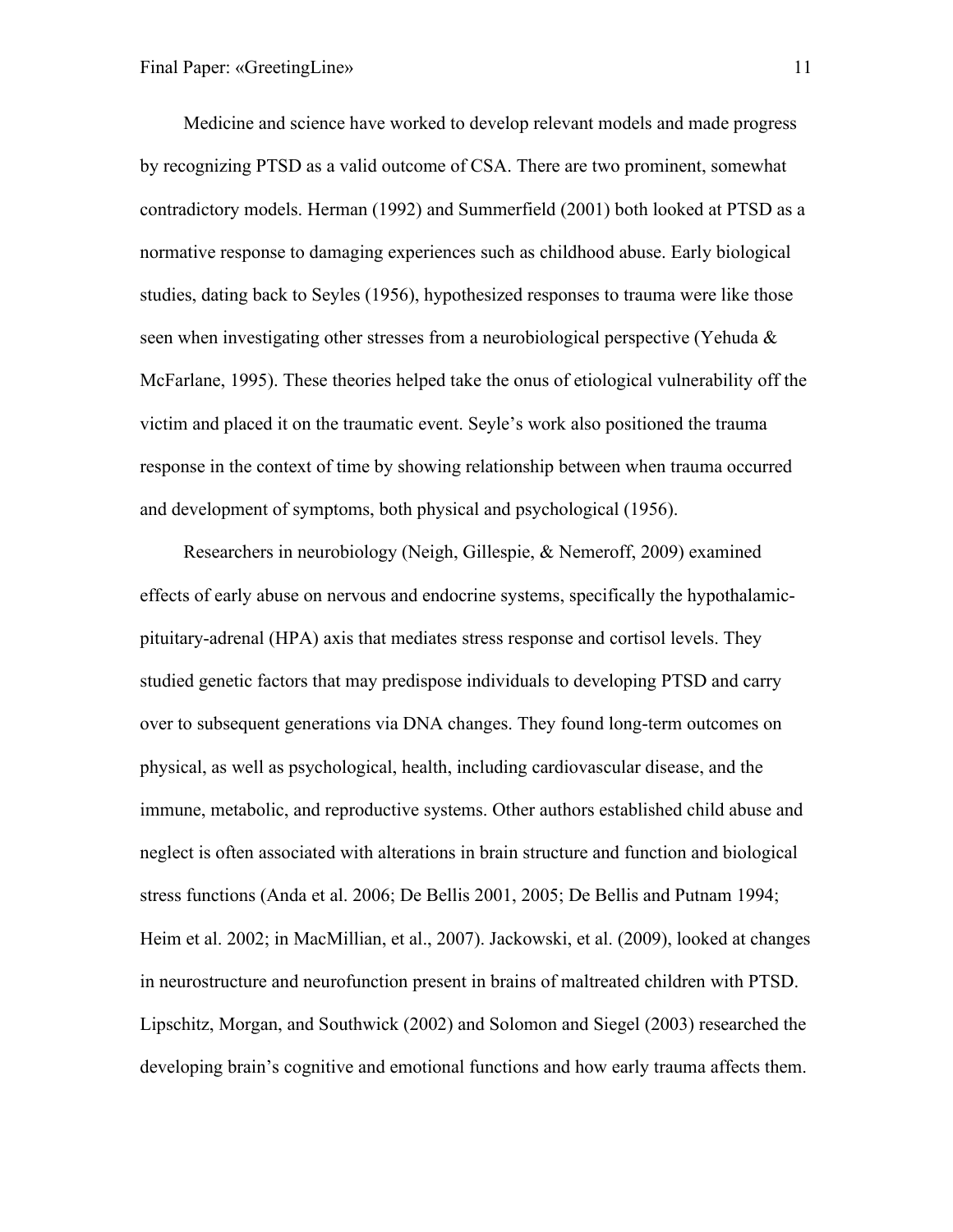Medicine and science have worked to develop relevant models and made progress by recognizing PTSD as a valid outcome of CSA. There are two prominent, somewhat contradictory models. Herman (1992) and Summerfield (2001) both looked at PTSD as a normative response to damaging experiences such as childhood abuse. Early biological studies, dating back to Seyles (1956), hypothesized responses to trauma were like those seen when investigating other stresses from a neurobiological perspective (Yehuda & McFarlane, 1995). These theories helped take the onus of etiological vulnerability off the victim and placed it on the traumatic event. Seyle's work also positioned the trauma response in the context of time by showing relationship between when trauma occurred and development of symptoms, both physical and psychological (1956).

Researchers in neurobiology (Neigh, Gillespie, & Nemeroff, 2009) examined effects of early abuse on nervous and endocrine systems, specifically the hypothalamic-pituitary-adrenal (HPA) axis that mediates stress response and cortisol levels. They studied genetic factors that may predispose individuals to developing PTSD and carry over to subsequent generations via DNA changes. They found long-term outcomes on physical, as well as psychological, health, including cardiovascular disease, and the immune, metabolic, and reproductive systems. Other authors established child abuse and neglect is often associated with alterations in brain structure and function and biological stress functions (Anda et al. 2006; De Bellis 2001, 2005; De Bellis and Putnam 1994; Heim et al. 2002; in MacMillian, et al., 2007). Jackowski, et al. (2009), looked at changes in neurostructure and neurofunction present in brains of maltreated children with PTSD. Lipschitz, Morgan, and Southwick (2002) and Solomon and Siegel (2003) researched the developing brain's cognitive and emotional functions and how early trauma affects them.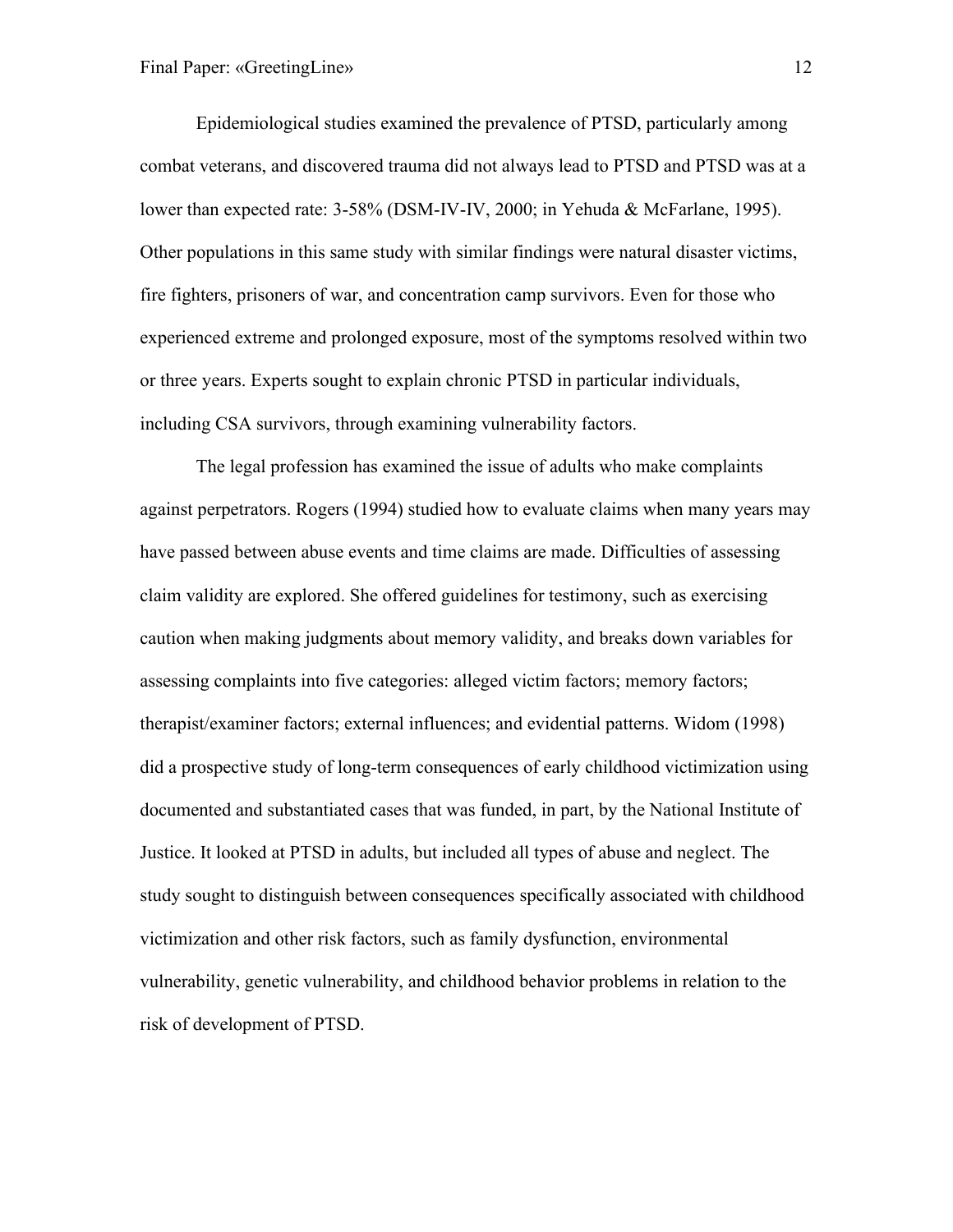Epidemiological studies examined the prevalence of PTSD, particularly among combat veterans, and discovered trauma did not always lead to PTSD and PTSD was at a lower than expected rate: 3-58% (DSM-IV-IV, 2000; in Yehuda & McFarlane, 1995). Other populations in this same study with similar findings were natural disaster victims, fire fighters, prisoners of war, and concentration camp survivors. Even for those who experienced extreme and prolonged exposure, most of the symptoms resolved within two or three years. Experts sought to explain chronic PTSD in particular individuals, including CSA survivors, through examining vulnerability factors.

The legal profession has examined the issue of adults who make complaints against perpetrators. Rogers (1994) studied how to evaluate claims when many years may have passed between abuse events and time claims are made. Difficulties of assessing claim validity are explored. She offered guidelines for testimony, such as exercising caution when making judgments about memory validity, and breaks down variables for assessing complaints into five categories: alleged victim factors; memory factors; therapist/examiner factors; external influences; and evidential patterns. Widom (1998) did a prospective study of long-term consequences of early childhood victimization using documented and substantiated cases that was funded, in part, by the National Institute of Justice. It looked at PTSD in adults, but included all types of abuse and neglect. The study sought to distinguish between consequences specifically associated with childhood victimization and other risk factors, such as family dysfunction, environmental vulnerability, genetic vulnerability, and childhood behavior problems in relation to the risk of development of PTSD.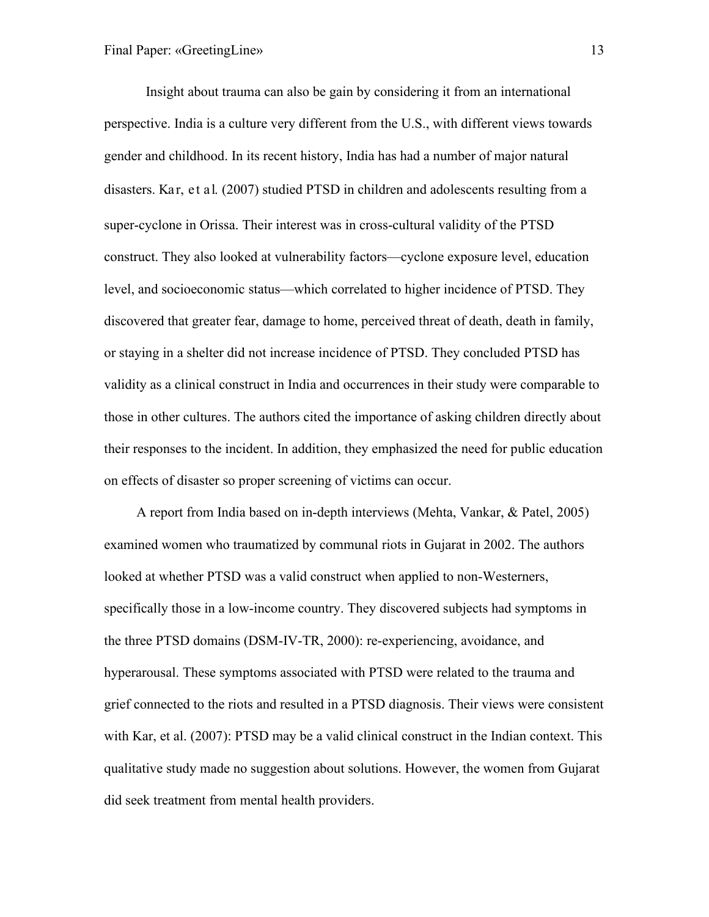Insight about trauma can also be gain by considering it from an international perspective. India is a culture very different from the U.S., with different views towards gender and childhood. In its recent history, India has had a number of major natural disasters. Kar, et al. (2007) studied PTSD in children and adolescents resulting from a super-cyclone in Orissa. Their interest was in cross-cultural validity of the PTSD construct. They also looked at vulnerability factors—cyclone exposure level, education level, and socioeconomic status—which correlated to higher incidence of PTSD. They discovered that greater fear, damage to home, perceived threat of death, death in family, or staying in a shelter did not increase incidence of PTSD. They concluded PTSD has validity as a clinical construct in India and occurrences in their study were comparable to those in other cultures. The authors cited the importance of asking children directly about their responses to the incident. In addition, they emphasized the need for public education on effects of disaster so proper screening of victims can occur.

A report from India based on in-depth interviews (Mehta, Vankar, & Patel, 2005) examined women who traumatized by communal riots in Gujarat in 2002. The authors looked at whether PTSD was a valid construct when applied to non-Westerners, specifically those in a low-income country. They discovered subjects had symptoms in the three PTSD domains (DSM-IV-TR, 2000): re-experiencing, avoidance, and hyperarousal. These symptoms associated with PTSD were related to the trauma and grief connected to the riots and resulted in a PTSD diagnosis. Their views were consistent with Kar, et al. (2007): PTSD may be a valid clinical construct in the Indian context. This qualitative study made no suggestion about solutions. However, the women from Gujarat did seek treatment from mental health providers.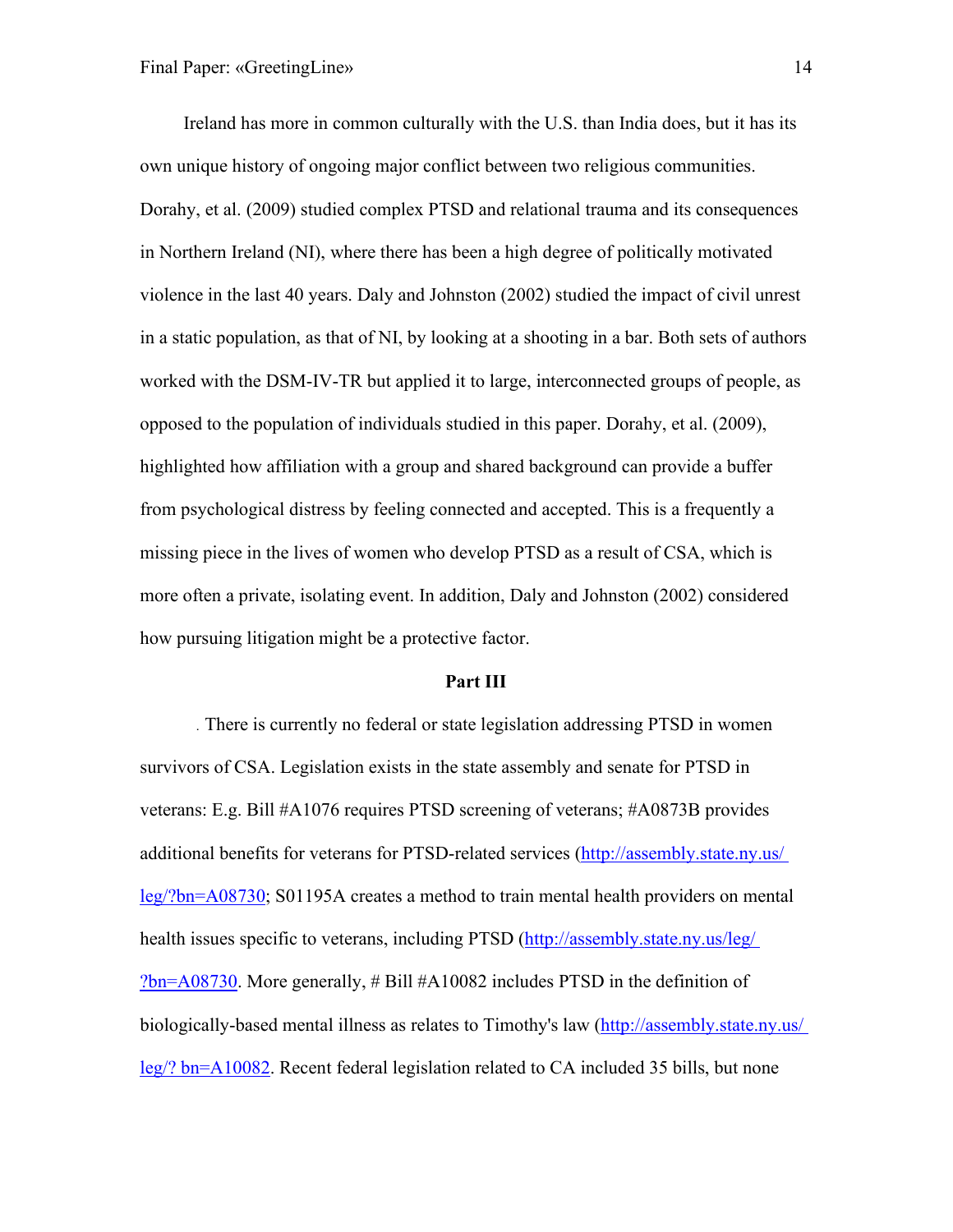Ireland has more in common culturally with the U.S. than India does, but it has its own unique history of ongoing major conflict between two religious communities. Dorahy, et al. (2009) studied complex PTSD and relational trauma and its consequences in Northern Ireland (NI), where there has been a high degree of politically motivated violence in the last 40 years. Daly and Johnston (2002) studied the impact of civil unrest in a static population, as that of NI, by looking at a shooting in a bar. Both sets of authors worked with the DSM-IV-TR but applied it to large, interconnected groups of people, as opposed to the population of individuals studied in this paper. Dorahy, et al. (2009), highlighted how affiliation with a group and shared background can provide a buffer from psychological distress by feeling connected and accepted. This is a frequently a missing piece in the lives of women who develop PTSD as a result of CSA, which is more often a private, isolating event. In addition, Daly and Johnston (2002) considered how pursuing litigation might be a protective factor.

**Part III**

. There is currently no federal or state legislation addressing PTSD in women survivors of CSA. Legislation exists in the state assembly and senate for PTSD in veterans: E.g. Bill #A1076 requires PTSD screening of veterans; #A0873B provides additional benefits for veterans for PTSD-related services (http://assembly.state.ny.us/leg/?bn=A08730; S01195A creates a method to train mental health providers on mental health issues specific to veterans, including PTSD (http://assembly.state.ny.us/leg/?bn=A08730. More generally, # Bill #A10082 includes PTSD in the definition of biologically-based mental illness as relates to Timothy's law (http://assembly.state.ny.us/leg/? bn=A10082. Recent federal legislation related to CA included 35 bills, but none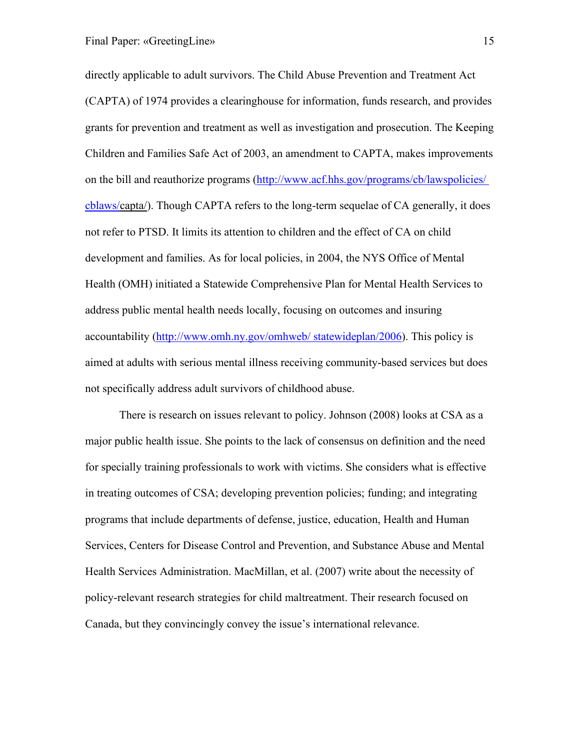directly applicable to adult survivors. The Child Abuse Prevention and Treatment Act (CAPTA) of 1974 provides a clearinghouse for information, funds research, and provides grants for prevention and treatment as well as investigation and prosecution. The Keeping Children and Families Safe Act of 2003, an amendment to CAPTA, makes improvements on the bill and reauthorize programs (http://www.acf.hhs.gov/programs/cb/lawspolicies/ cblaws/capta/). Though CAPTA refers to the long-term sequelae of CA generally, it does not refer to PTSD. It limits its attention to children and the effect of CA on child development and families. As for local policies, in 2004, the NYS Office of Mental Health (OMH) initiated a Statewide Comprehensive Plan for Mental Health Services to address public mental health needs locally, focusing on outcomes and insuring accountability (http://www.omh.ny.gov/omhweb/ statewideplan/2006). This policy is aimed at adults with serious mental illness receiving community-based services but does not specifically address adult survivors of childhood abuse.

There is research on issues relevant to policy. Johnson (2008) looks at CSA as a major public health issue. She points to the lack of consensus on definition and the need for specially training professionals to work with victims. She considers what is effective in treating outcomes of CSA; developing prevention policies; funding; and integrating programs that include departments of defense, justice, education, Health and Human Services, Centers for Disease Control and Prevention, and Substance Abuse and Mental Health Services Administration. MacMillan, et al. (2007) write about the necessity of policy-relevant research strategies for child maltreatment. Their research focused on Canada, but they convincingly convey the issue's international relevance.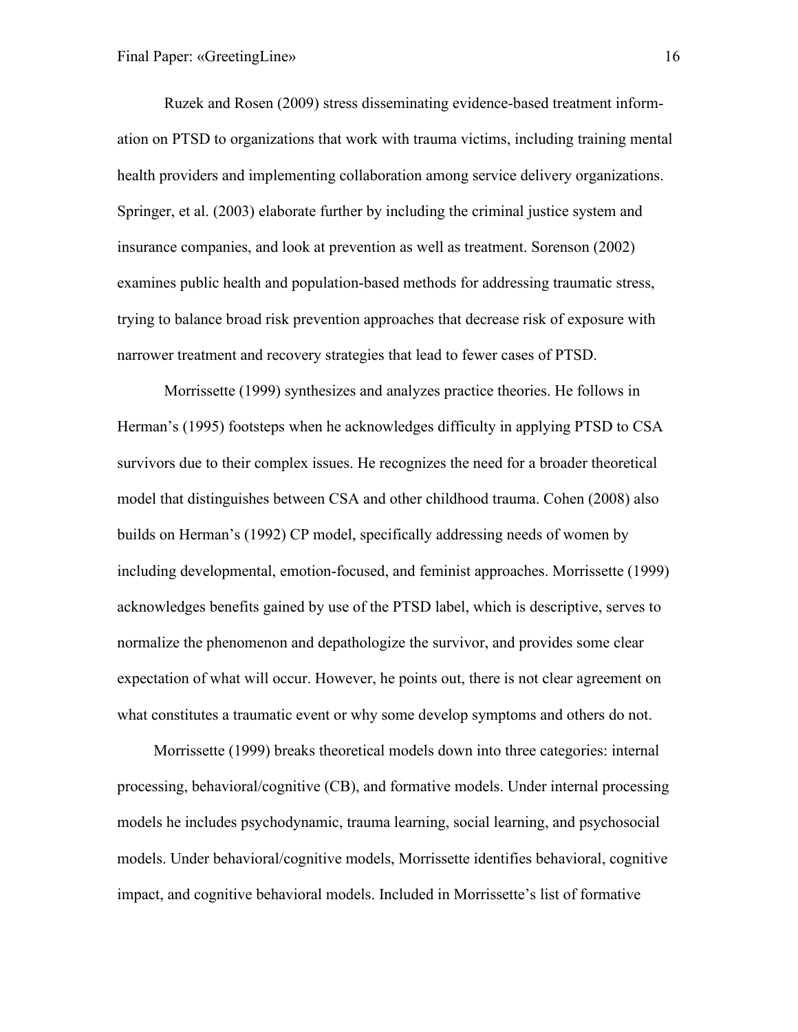Ruzek and Rosen (2009) stress disseminating evidence-based treatment information on PTSD to organizations that work with trauma victims, including training mental health providers and implementing collaboration among service delivery organizations. Springer, et al. (2003) elaborate further by including the criminal justice system and insurance companies, and look at prevention as well as treatment. Sorenson (2002) examines public health and population-based methods for addressing traumatic stress, trying to balance broad risk prevention approaches that decrease risk of exposure with narrower treatment and recovery strategies that lead to fewer cases of PTSD.

Morrissette (1999) synthesizes and analyzes practice theories. He follows in Herman's (1995) footsteps when he acknowledges difficulty in applying PTSD to CSA survivors due to their complex issues. He recognizes the need for a broader theoretical model that distinguishes between CSA and other childhood trauma. Cohen (2008) also builds on Herman's (1992) CP model, specifically addressing needs of women by including developmental, emotion-focused, and feminist approaches. Morrissette (1999) acknowledges benefits gained by use of the PTSD label, which is descriptive, serves to normalize the phenomenon and depathologize the survivor, and provides some clear expectation of what will occur. However, he points out, there is not clear agreement on what constitutes a traumatic event or why some develop symptoms and others do not.

Morrissette (1999) breaks theoretical models down into three categories: internal processing, behavioral/cognitive (CB), and formative models. Under internal processing models he includes psychodynamic, trauma learning, social learning, and psychosocial models. Under behavioral/cognitive models, Morrissette identifies behavioral, cognitive impact, and cognitive behavioral models. Included in Morrissette's list of formative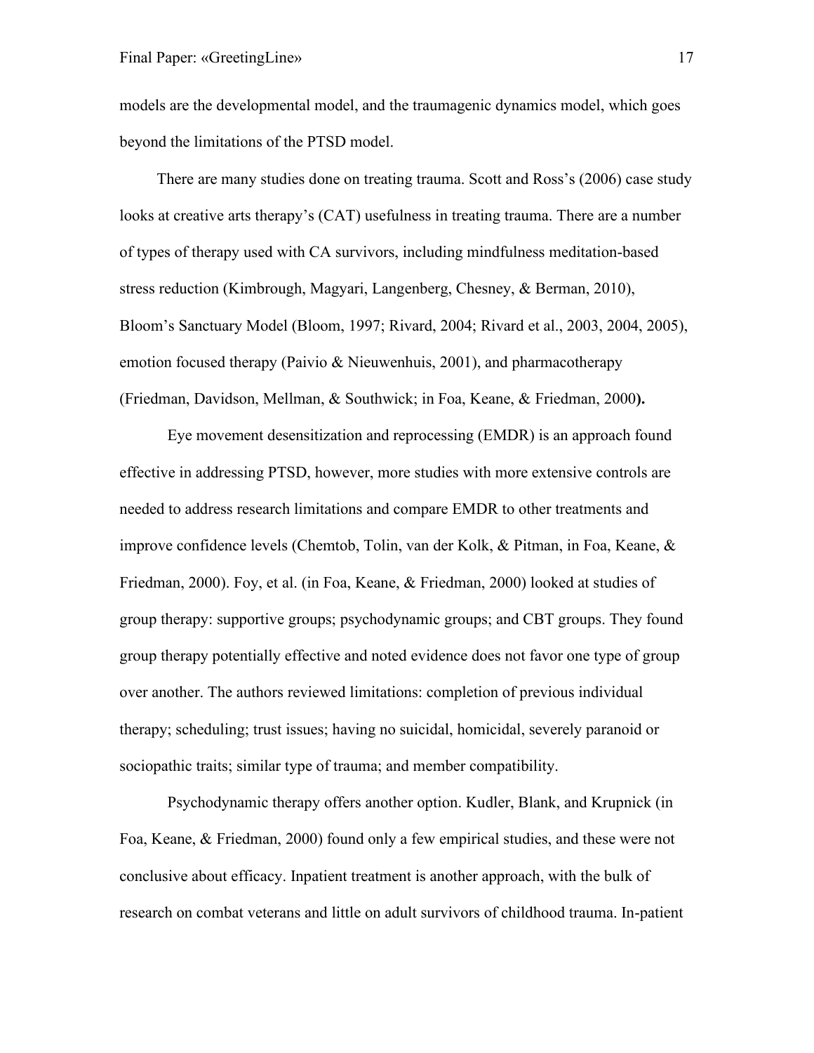models are the developmental model, and the traumagenic dynamics model, which goes beyond the limitations of the PTSD model.

There are many studies done on treating trauma. Scott and Ross's (2006) case study looks at creative arts therapy's (CAT) usefulness in treating trauma. There are a number of types of therapy used with CA survivors, including mindfulness meditation-based stress reduction (Kimbrough, Magyari, Langenberg, Chesney, & Berman, 2010), Bloom's Sanctuary Model (Bloom, 1997; Rivard, 2004; Rivard et al., 2003, 2004, 2005), emotion focused therapy (Paivio & Nieuwenhuis, 2001), and pharmacotherapy (Friedman, Davidson, Mellman, & Southwick; in Foa, Keane, & Friedman, 2000**).**

Eye movement desensitization and reprocessing (EMDR) is an approach found effective in addressing PTSD, however, more studies with more extensive controls are needed to address research limitations and compare EMDR to other treatments and improve confidence levels (Chemtob, Tolin, van der Kolk, & Pitman, in Foa, Keane, & Friedman, 2000). Foy, et al. (in Foa, Keane, & Friedman, 2000) looked at studies of group therapy: supportive groups; psychodynamic groups; and CBT groups. They found group therapy potentially effective and noted evidence does not favor one type of group over another. The authors reviewed limitations: completion of previous individual therapy; scheduling; trust issues; having no suicidal, homicidal, severely paranoid or sociopathic traits; similar type of trauma; and member compatibility.

Psychodynamic therapy offers another option. Kudler, Blank, and Krupnick (in Foa, Keane, & Friedman, 2000) found only a few empirical studies, and these were not conclusive about efficacy. Inpatient treatment is another approach, with the bulk of research on combat veterans and little on adult survivors of childhood trauma. In-patient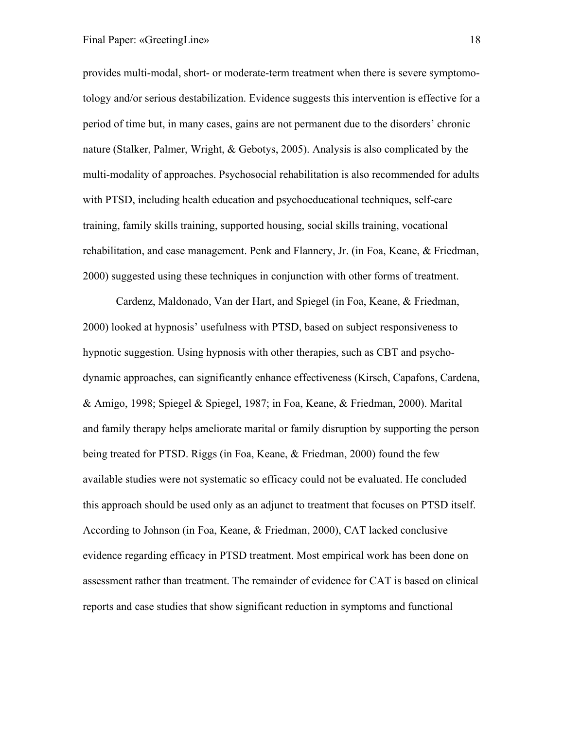provides multi-modal, short- or moderate-term treatment when there is severe symptomotology and/or serious destabilization. Evidence suggests this intervention is effective for a period of time but, in many cases, gains are not permanent due to the disorders' chronic nature (Stalker, Palmer, Wright, & Gebotys, 2005). Analysis is also complicated by the multi-modality of approaches. Psychosocial rehabilitation is also recommended for adults with PTSD, including health education and psychoeducational techniques, self-care training, family skills training, supported housing, social skills training, vocational rehabilitation, and case management. Penk and Flannery, Jr. (in Foa, Keane, & Friedman, 2000) suggested using these techniques in conjunction with other forms of treatment.

Cardenz, Maldonado, Van der Hart, and Spiegel (in Foa, Keane, & Friedman, 2000) looked at hypnosis' usefulness with PTSD, based on subject responsiveness to hypnotic suggestion. Using hypnosis with other therapies, such as CBT and psychodynamic approaches, can significantly enhance effectiveness (Kirsch, Capafons, Cardena, & Amigo, 1998; Spiegel & Spiegel, 1987; in Foa, Keane, & Friedman, 2000). Marital and family therapy helps ameliorate marital or family disruption by supporting the person being treated for PTSD. Riggs (in Foa, Keane, & Friedman, 2000) found the few available studies were not systematic so efficacy could not be evaluated. He concluded this approach should be used only as an adjunct to treatment that focuses on PTSD itself. According to Johnson (in Foa, Keane, & Friedman, 2000), CAT lacked conclusive evidence regarding efficacy in PTSD treatment. Most empirical work has been done on assessment rather than treatment. The remainder of evidence for CAT is based on clinical reports and case studies that show significant reduction in symptoms and functional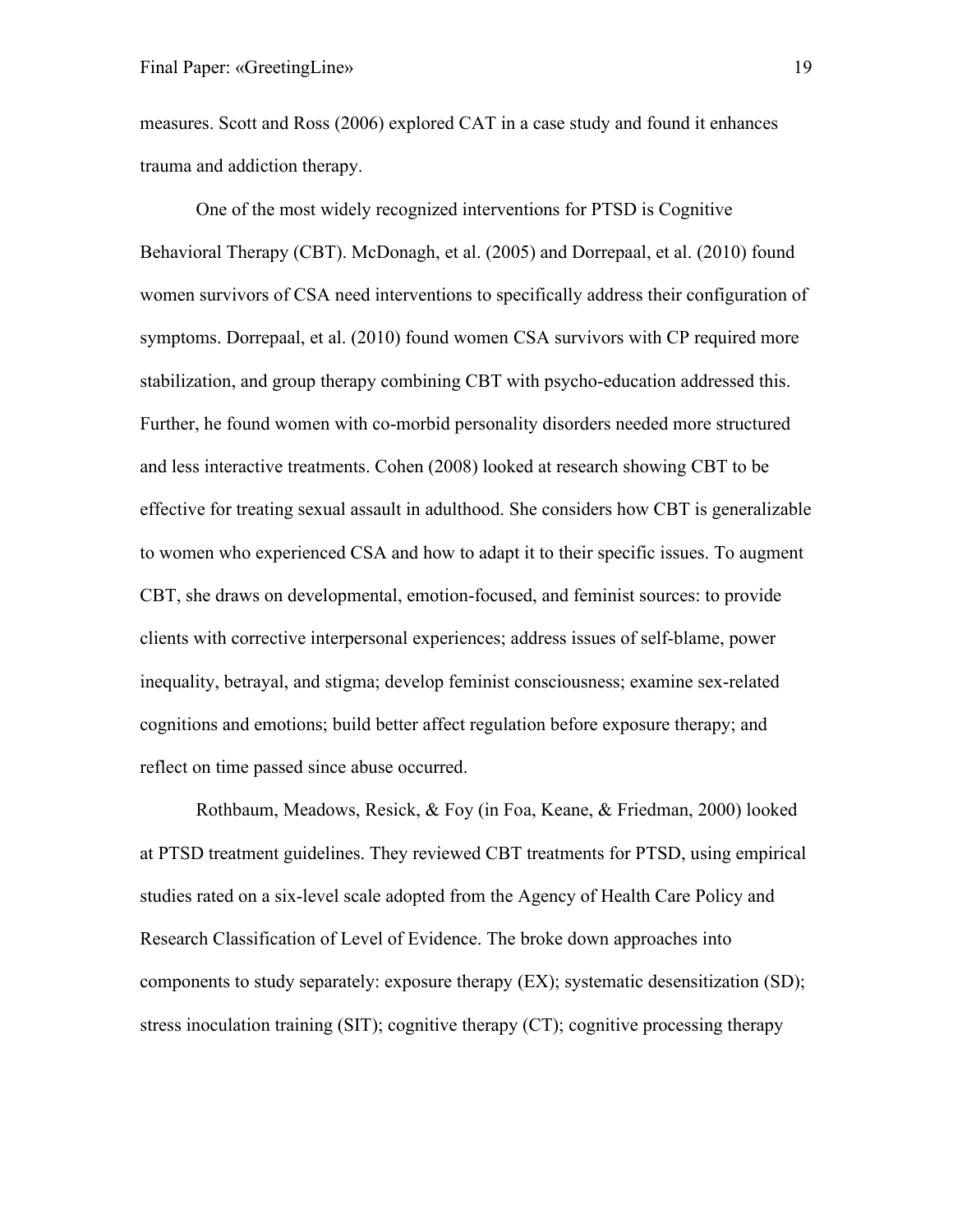measures. Scott and Ross (2006) explored CAT in a case study and found it enhances trauma and addiction therapy.

One of the most widely recognized interventions for PTSD is Cognitive Behavioral Therapy (CBT). McDonagh, et al. (2005) and Dorrepaal, et al. (2010) found women survivors of CSA need interventions to specifically address their configuration of symptoms. Dorrepaal, et al. (2010) found women CSA survivors with CP required more stabilization, and group therapy combining CBT with psycho-education addressed this. Further, he found women with co-morbid personality disorders needed more structured and less interactive treatments. Cohen (2008) looked at research showing CBT to be effective for treating sexual assault in adulthood. She considers how CBT is generalizable to women who experienced CSA and how to adapt it to their specific issues. To augment CBT, she draws on developmental, emotion-focused, and feminist sources: to provide clients with corrective interpersonal experiences; address issues of self-blame, power inequality, betrayal, and stigma; develop feminist consciousness; examine sex-related cognitions and emotions; build better affect regulation before exposure therapy; and reflect on time passed since abuse occurred.

Rothbaum, Meadows, Resick, & Foy (in Foa, Keane, & Friedman, 2000) looked at PTSD treatment guidelines. They reviewed CBT treatments for PTSD, using empirical studies rated on a six-level scale adopted from the Agency of Health Care Policy and Research Classification of Level of Evidence. The broke down approaches into components to study separately: exposure therapy (EX); systematic desensitization (SD); stress inoculation training (SIT); cognitive therapy (CT); cognitive processing therapy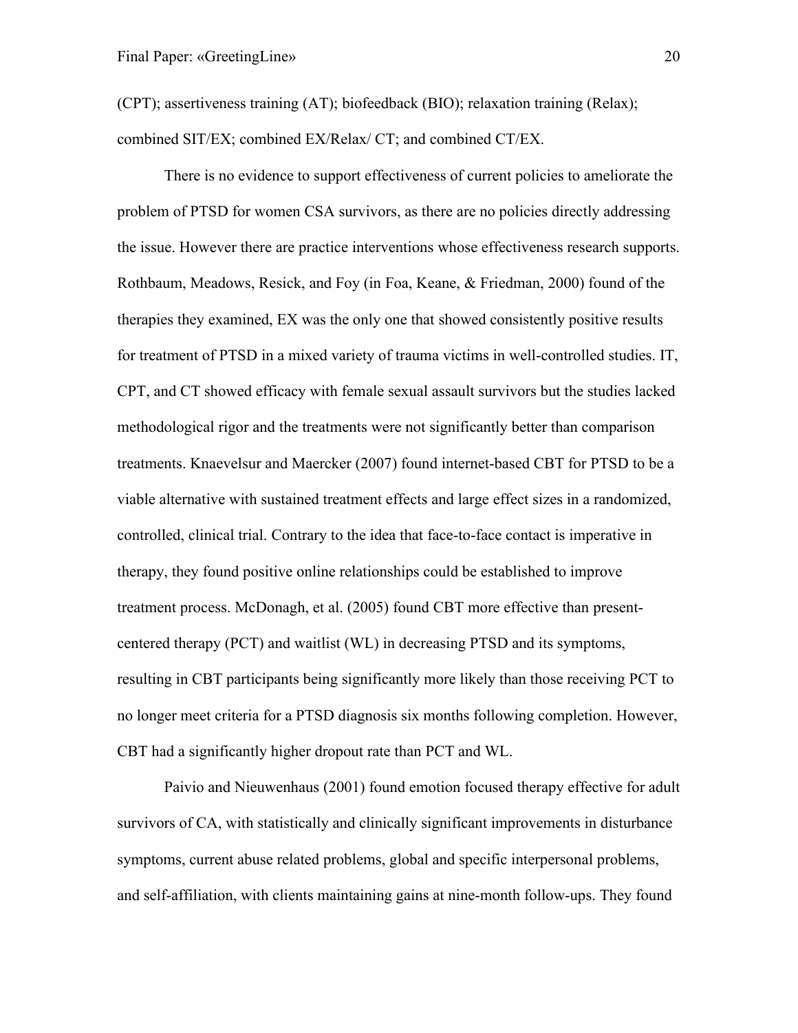(CPT); assertiveness training (AT); biofeedback (BIO); relaxation training (Relax); combined SIT/EX; combined EX/Relax/ CT; and combined CT/EX.

There is no evidence to support effectiveness of current policies to ameliorate the problem of PTSD for women CSA survivors, as there are no policies directly addressing the issue. However there are practice interventions whose effectiveness research supports. Rothbaum, Meadows, Resick, and Foy (in Foa, Keane, & Friedman, 2000) found of the therapies they examined, EX was the only one that showed consistently positive results for treatment of PTSD in a mixed variety of trauma victims in well-controlled studies. IT, CPT, and CT showed efficacy with female sexual assault survivors but the studies lacked methodological rigor and the treatments were not significantly better than comparison treatments. Knaevelsur and Maercker (2007) found internet-based CBT for PTSD to be a viable alternative with sustained treatment effects and large effect sizes in a randomized, controlled, clinical trial. Contrary to the idea that face-to-face contact is imperative in therapy, they found positive online relationships could be established to improve treatment process. McDonagh, et al. (2005) found CBT more effective than present-centered therapy (PCT) and waitlist (WL) in decreasing PTSD and its symptoms, resulting in CBT participants being significantly more likely than those receiving PCT to no longer meet criteria for a PTSD diagnosis six months following completion. However, CBT had a significantly higher dropout rate than PCT and WL.

Paivio and Nieuwenhaus (2001) found emotion focused therapy effective for adult survivors of CA, with statistically and clinically significant improvements in disturbance symptoms, current abuse related problems, global and specific interpersonal problems, and self-affiliation, with clients maintaining gains at nine-month follow-ups. They found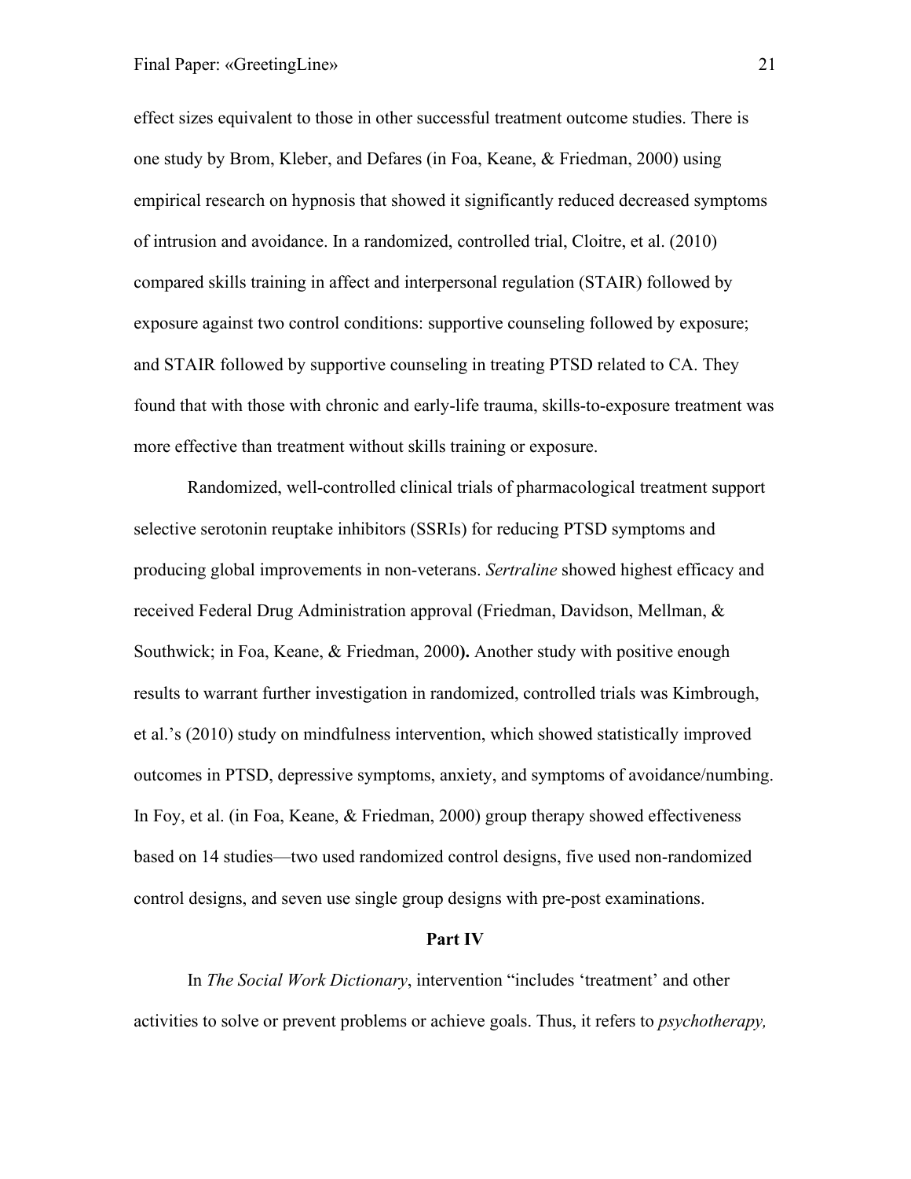effect sizes equivalent to those in other successful treatment outcome studies. There is one study by Brom, Kleber, and Defares (in Foa, Keane, & Friedman, 2000) using empirical research on hypnosis that showed it significantly reduced decreased symptoms of intrusion and avoidance. In a randomized, controlled trial, Cloitre, et al. (2010) compared skills training in affect and interpersonal regulation (STAIR) followed by exposure against two control conditions: supportive counseling followed by exposure; and STAIR followed by supportive counseling in treating PTSD related to CA. They found that with those with chronic and early-life trauma, skills-to-exposure treatment was more effective than treatment without skills training or exposure.

Randomized, well-controlled clinical trials of pharmacological treatment support selective serotonin reuptake inhibitors (SSRIs) for reducing PTSD symptoms and producing global improvements in non-veterans. *Sertraline* showed highest efficacy and received Federal Drug Administration approval (Friedman, Davidson, Mellman, & Southwick; in Foa, Keane, & Friedman, 2000**).** Another study with positive enough results to warrant further investigation in randomized, controlled trials was Kimbrough, et al.'s (2010) study on mindfulness intervention, which showed statistically improved outcomes in PTSD, depressive symptoms, anxiety, and symptoms of avoidance/numbing. In Foy, et al. (in Foa, Keane, & Friedman, 2000) group therapy showed effectiveness based on 14 studies—two used randomized control designs, five used non-randomized control designs, and seven use single group designs with pre-post examinations.

## Part IV

In *The Social Work Dictionary*, intervention "includes 'treatment' and other activities to solve or prevent problems or achieve goals. Thus, it refers to *psychotherapy,*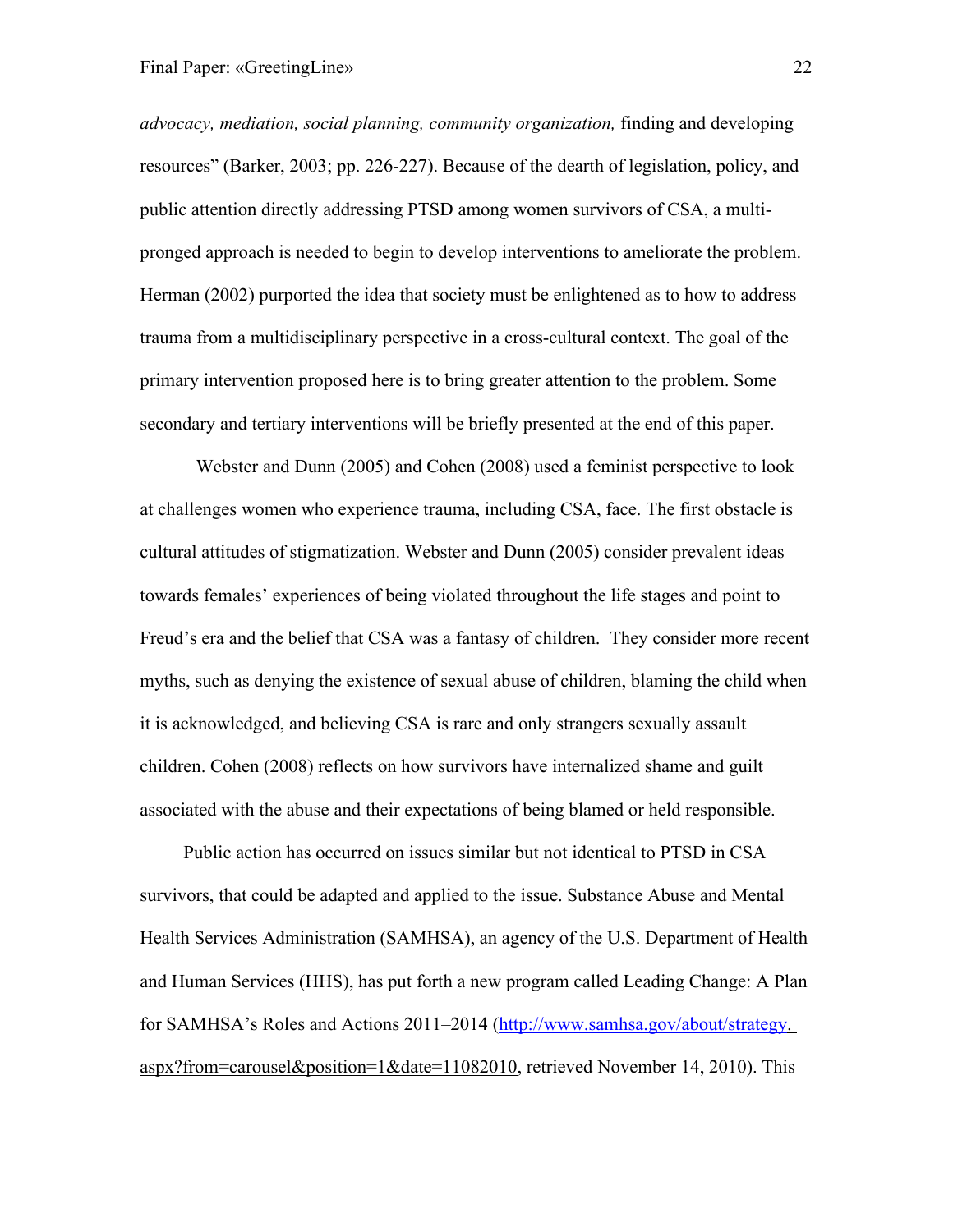*advocacy, mediation, social planning, community organization,* finding and developing resources" (Barker, 2003; pp. 226-227). Because of the dearth of legislation, policy, and public attention directly addressing PTSD among women survivors of CSA, a multi-pronged approach is needed to begin to develop interventions to ameliorate the problem. Herman (2002) purported the idea that society must be enlightened as to how to address trauma from a multidisciplinary perspective in a cross-cultural context. The goal of the primary intervention proposed here is to bring greater attention to the problem. Some secondary and tertiary interventions will be briefly presented at the end of this paper.

Webster and Dunn (2005) and Cohen (2008) used a feminist perspective to look at challenges women who experience trauma, including CSA, face. The first obstacle is cultural attitudes of stigmatization. Webster and Dunn (2005) consider prevalent ideas towards females' experiences of being violated throughout the life stages and point to Freud's era and the belief that CSA was a fantasy of children. They consider more recent myths, such as denying the existence of sexual abuse of children, blaming the child when it is acknowledged, and believing CSA is rare and only strangers sexually assault children. Cohen (2008) reflects on how survivors have internalized shame and guilt associated with the abuse and their expectations of being blamed or held responsible.

Public action has occurred on issues similar but not identical to PTSD in CSA survivors, that could be adapted and applied to the issue. Substance Abuse and Mental Health Services Administration (SAMHSA), an agency of the U.S. Department of Health and Human Services (HHS), has put forth a new program called Leading Change: A Plan for SAMHSA's Roles and Actions 2011–2014 (http://www.samhsa.gov/about/strategy.aspx?from=carousel&position=1&date=11082010, retrieved November 14, 2010). This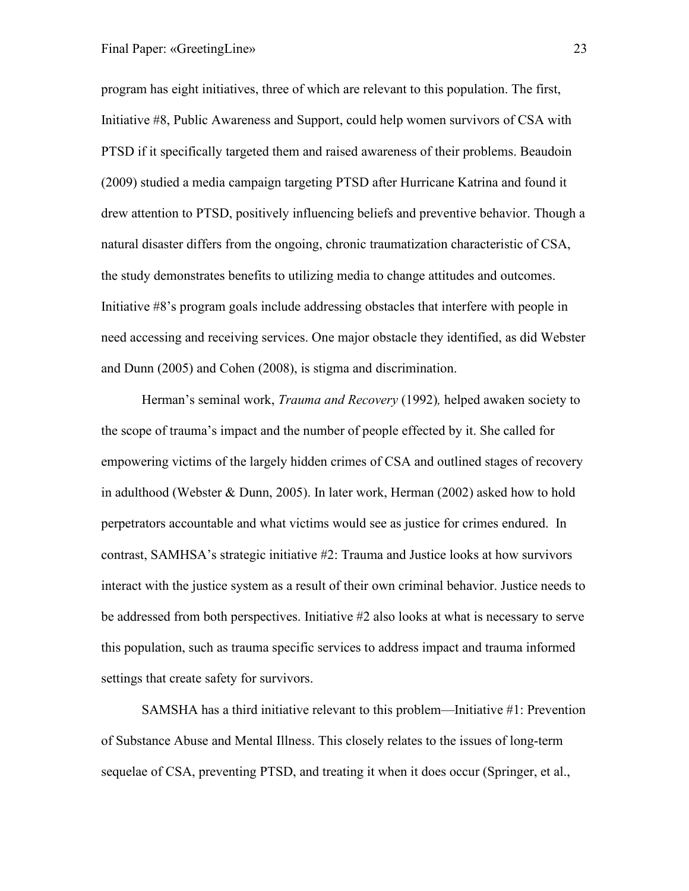program has eight initiatives, three of which are relevant to this population. The first, Initiative #8, Public Awareness and Support, could help women survivors of CSA with PTSD if it specifically targeted them and raised awareness of their problems. Beaudoin (2009) studied a media campaign targeting PTSD after Hurricane Katrina and found it drew attention to PTSD, positively influencing beliefs and preventive behavior. Though a natural disaster differs from the ongoing, chronic traumatization characteristic of CSA, the study demonstrates benefits to utilizing media to change attitudes and outcomes. Initiative #8's program goals include addressing obstacles that interfere with people in need accessing and receiving services. One major obstacle they identified, as did Webster and Dunn (2005) and Cohen (2008), is stigma and discrimination.

Herman's seminal work, *Trauma and Recovery* (1992), helped awaken society to the scope of trauma's impact and the number of people effected by it. She called for empowering victims of the largely hidden crimes of CSA and outlined stages of recovery in adulthood (Webster & Dunn, 2005). In later work, Herman (2002) asked how to hold perpetrators accountable and what victims would see as justice for crimes endured. In contrast, SAMHSA's strategic initiative #2: Trauma and Justice looks at how survivors interact with the justice system as a result of their own criminal behavior. Justice needs to be addressed from both perspectives. Initiative #2 also looks at what is necessary to serve this population, such as trauma specific services to address impact and trauma informed settings that create safety for survivors.

SAMSHA has a third initiative relevant to this problem—Initiative #1: Prevention of Substance Abuse and Mental Illness. This closely relates to the issues of long-term sequelae of CSA, preventing PTSD, and treating it when it does occur (Springer, et al.,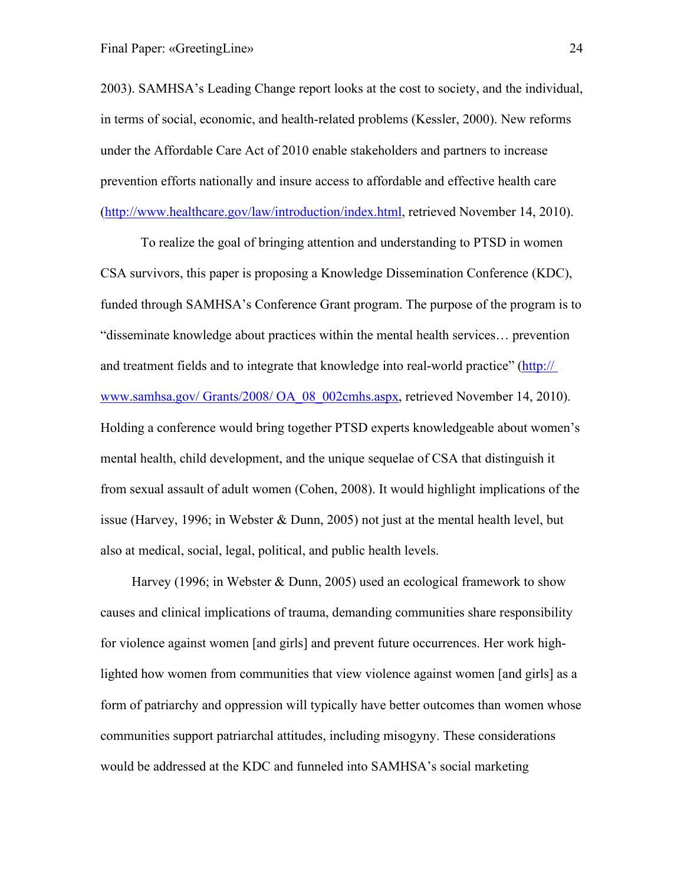2003). SAMHSA's Leading Change report looks at the cost to society, and the individual, in terms of social, economic, and health-related problems (Kessler, 2000). New reforms under the Affordable Care Act of 2010 enable stakeholders and partners to increase prevention efforts nationally and insure access to affordable and effective health care (http://www.healthcare.gov/law/introduction/index.html, retrieved November 14, 2010).

To realize the goal of bringing attention and understanding to PTSD in women CSA survivors, this paper is proposing a Knowledge Dissemination Conference (KDC), funded through SAMHSA's Conference Grant program. The purpose of the program is to "disseminate knowledge about practices within the mental health services… prevention and treatment fields and to integrate that knowledge into real-world practice" (http:// www.samhsa.gov/ Grants/2008/ OA_08_002cmhs.aspx, retrieved November 14, 2010). Holding a conference would bring together PTSD experts knowledgeable about women's mental health, child development, and the unique sequelae of CSA that distinguish it from sexual assault of adult women (Cohen, 2008). It would highlight implications of the issue (Harvey, 1996; in Webster & Dunn, 2005) not just at the mental health level, but also at medical, social, legal, political, and public health levels.

Harvey (1996; in Webster & Dunn, 2005) used an ecological framework to show causes and clinical implications of trauma, demanding communities share responsibility for violence against women [and girls] and prevent future occurrences. Her work high-lighted how women from communities that view violence against women [and girls] as a form of patriarchy and oppression will typically have better outcomes than women whose communities support patriarchal attitudes, including misogyny. These considerations would be addressed at the KDC and funneled into SAMHSA's social marketing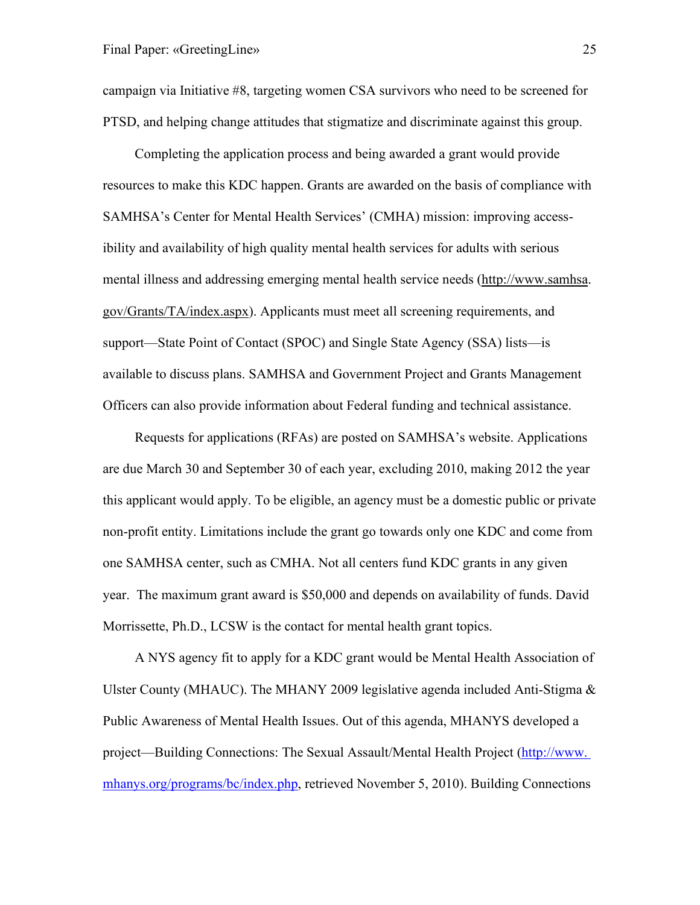campaign via Initiative #8, targeting women CSA survivors who need to be screened for PTSD, and helping change attitudes that stigmatize and discriminate against this group.

Completing the application process and being awarded a grant would provide resources to make this KDC happen. Grants are awarded on the basis of compliance with SAMHSA's Center for Mental Health Services' (CMHA) mission: improving accessibility and availability of high quality mental health services for adults with serious mental illness and addressing emerging mental health service needs (http://www.samhsa.gov/Grants/TA/index.aspx). Applicants must meet all screening requirements, and support—State Point of Contact (SPOC) and Single State Agency (SSA) lists—is available to discuss plans. SAMHSA and Government Project and Grants Management Officers can also provide information about Federal funding and technical assistance.

Requests for applications (RFAs) are posted on SAMHSA's website. Applications are due March 30 and September 30 of each year, excluding 2010, making 2012 the year this applicant would apply. To be eligible, an agency must be a domestic public or private non-profit entity. Limitations include the grant go towards only one KDC and come from one SAMHSA center, such as CMHA. Not all centers fund KDC grants in any given year. The maximum grant award is $50,000 and depends on availability of funds. David Morrissette, Ph.D., LCSW is the contact for mental health grant topics.

A NYS agency fit to apply for a KDC grant would be Mental Health Association of Ulster County (MHAUC). The MHANY 2009 legislative agenda included Anti-Stigma & Public Awareness of Mental Health Issues. Out of this agenda, MHANYS developed a project—Building Connections: The Sexual Assault/Mental Health Project (http://www.mhanys.org/programs/bc/index.php, retrieved November 5, 2010). Building Connections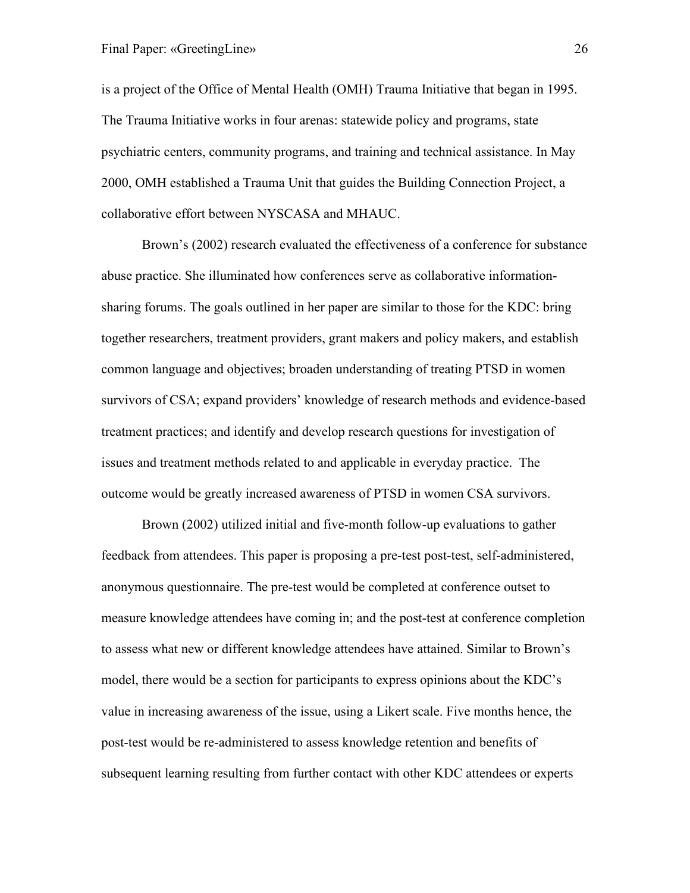is a project of the Office of Mental Health (OMH) Trauma Initiative that began in 1995. The Trauma Initiative works in four arenas: statewide policy and programs, state psychiatric centers, community programs, and training and technical assistance. In May 2000, OMH established a Trauma Unit that guides the Building Connection Project, a collaborative effort between NYSCASA and MHAUC.

Brown's (2002) research evaluated the effectiveness of a conference for substance abuse practice. She illuminated how conferences serve as collaborative information-sharing forums. The goals outlined in her paper are similar to those for the KDC: bring together researchers, treatment providers, grant makers and policy makers, and establish common language and objectives; broaden understanding of treating PTSD in women survivors of CSA; expand providers' knowledge of research methods and evidence-based treatment practices; and identify and develop research questions for investigation of issues and treatment methods related to and applicable in everyday practice. The outcome would be greatly increased awareness of PTSD in women CSA survivors.

Brown (2002) utilized initial and five-month follow-up evaluations to gather feedback from attendees. This paper is proposing a pre-test post-test, self-administered, anonymous questionnaire. The pre-test would be completed at conference outset to measure knowledge attendees have coming in; and the post-test at conference completion to assess what new or different knowledge attendees have attained. Similar to Brown's model, there would be a section for participants to express opinions about the KDC's value in increasing awareness of the issue, using a Likert scale. Five months hence, the post-test would be re-administered to assess knowledge retention and benefits of subsequent learning resulting from further contact with other KDC attendees or experts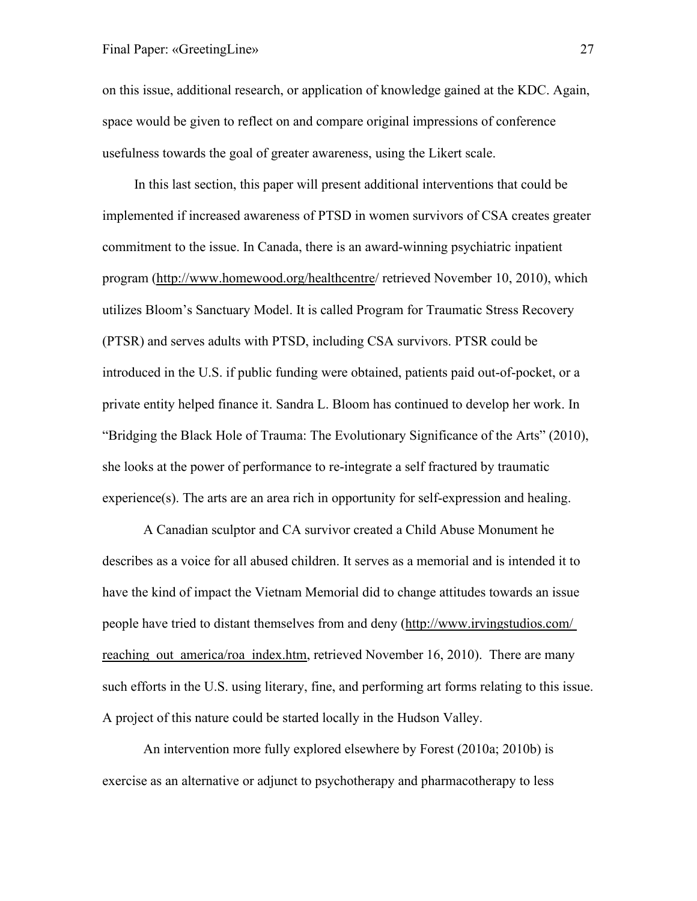on this issue, additional research, or application of knowledge gained at the KDC. Again, space would be given to reflect on and compare original impressions of conference usefulness towards the goal of greater awareness, using the Likert scale.

In this last section, this paper will present additional interventions that could be implemented if increased awareness of PTSD in women survivors of CSA creates greater commitment to the issue. In Canada, there is an award-winning psychiatric inpatient program (http://www.homewood.org/healthcentre/ retrieved November 10, 2010), which utilizes Bloom's Sanctuary Model. It is called Program for Traumatic Stress Recovery (PTSR) and serves adults with PTSD, including CSA survivors. PTSR could be introduced in the U.S. if public funding were obtained, patients paid out-of-pocket, or a private entity helped finance it. Sandra L. Bloom has continued to develop her work. In "Bridging the Black Hole of Trauma: The Evolutionary Significance of the Arts" (2010), she looks at the power of performance to re-integrate a self fractured by traumatic experience(s). The arts are an area rich in opportunity for self-expression and healing.

A Canadian sculptor and CA survivor created a Child Abuse Monument he describes as a voice for all abused children. It serves as a memorial and is intended it to have the kind of impact the Vietnam Memorial did to change attitudes towards an issue people have tried to distant themselves from and deny (http://www.irvingstudios.com/reaching_out_america/roa_index.htm, retrieved November 16, 2010). There are many such efforts in the U.S. using literary, fine, and performing art forms relating to this issue. A project of this nature could be started locally in the Hudson Valley.

An intervention more fully explored elsewhere by Forest (2010a; 2010b) is exercise as an alternative or adjunct to psychotherapy and pharmacotherapy to less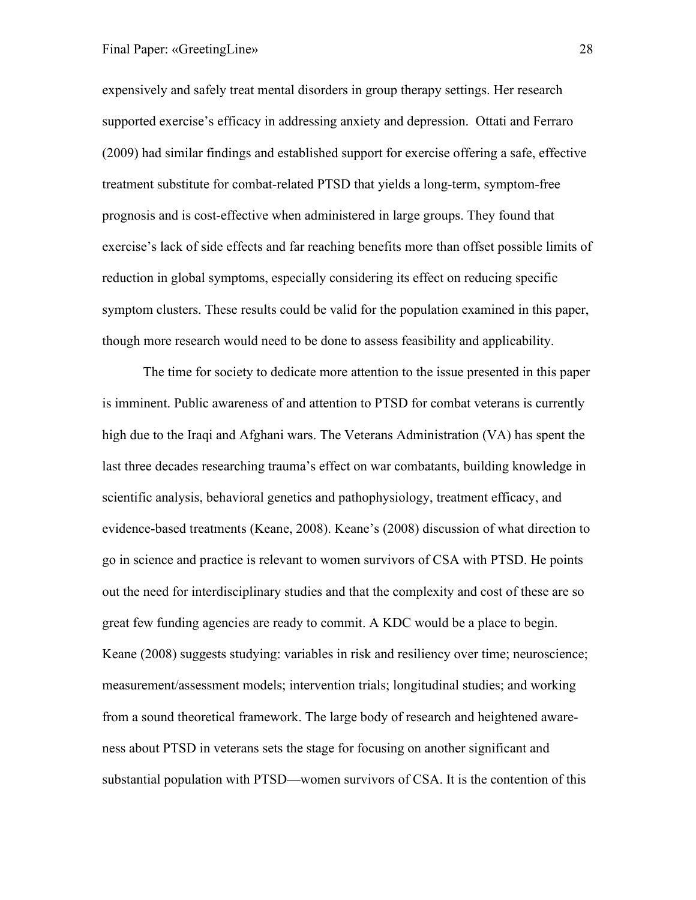expensively and safely treat mental disorders in group therapy settings. Her research supported exercise's efficacy in addressing anxiety and depression. Ottati and Ferraro (2009) had similar findings and established support for exercise offering a safe, effective treatment substitute for combat-related PTSD that yields a long-term, symptom-free prognosis and is cost-effective when administered in large groups. They found that exercise's lack of side effects and far reaching benefits more than offset possible limits of reduction in global symptoms, especially considering its effect on reducing specific symptom clusters. These results could be valid for the population examined in this paper, though more research would need to be done to assess feasibility and applicability.

The time for society to dedicate more attention to the issue presented in this paper is imminent. Public awareness of and attention to PTSD for combat veterans is currently high due to the Iraqi and Afghani wars. The Veterans Administration (VA) has spent the last three decades researching trauma's effect on war combatants, building knowledge in scientific analysis, behavioral genetics and pathophysiology, treatment efficacy, and evidence-based treatments (Keane, 2008). Keane's (2008) discussion of what direction to go in science and practice is relevant to women survivors of CSA with PTSD. He points out the need for interdisciplinary studies and that the complexity and cost of these are so great few funding agencies are ready to commit. A KDC would be a place to begin. Keane (2008) suggests studying: variables in risk and resiliency over time; neuroscience; measurement/assessment models; intervention trials; longitudinal studies; and working from a sound theoretical framework. The large body of research and heightened awareness about PTSD in veterans sets the stage for focusing on another significant and substantial population with PTSD—women survivors of CSA. It is the contention of this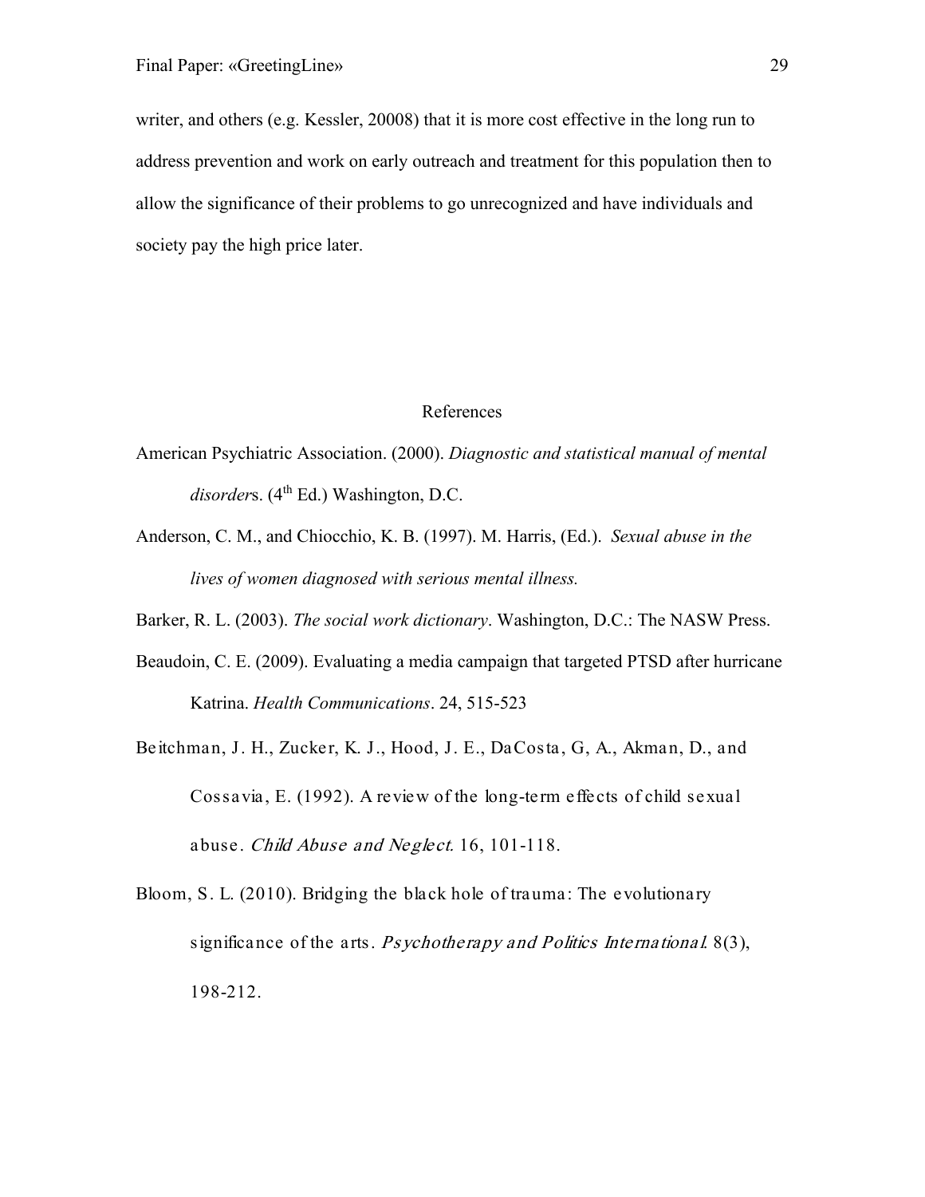writer, and others (e.g. Kessler, 20008) that it is more cost effective in the long run to address prevention and work on early outreach and treatment for this population then to allow the significance of their problems to go unrecognized and have individuals and society pay the high price later.

## References

American Psychiatric Association. (2000). *Diagnostic and statistical manual of mental disorder*s. (4th Ed.) Washington, D.C.

Anderson, C. M., and Chiocchio, K. B. (1997). M. Harris, (Ed.). *Sexual abuse in the lives of women diagnosed with serious mental illness.*

Barker, R. L. (2003). *The social work dictionary*. Washington, D.C.: The NASW Press.

Beaudoin, C. E. (2009). Evaluating a media campaign that targeted PTSD after hurricane Katrina. *Health Communications*. 24, 515-523

Beitchman, J. H., Zucker, K. J., Hood, J. E., DaCosta, G, A., Akman, D., and Cossavia, E. (1992). A review of the long-term effects of child sexual abuse. *Child Abuse and Neglect.* 16, 101-118.

Bloom, S. L. (2010). Bridging the black hole of trauma: The evolutionary significance of the arts. *Psychotherapy and Politics International.* 8(3), 198-212.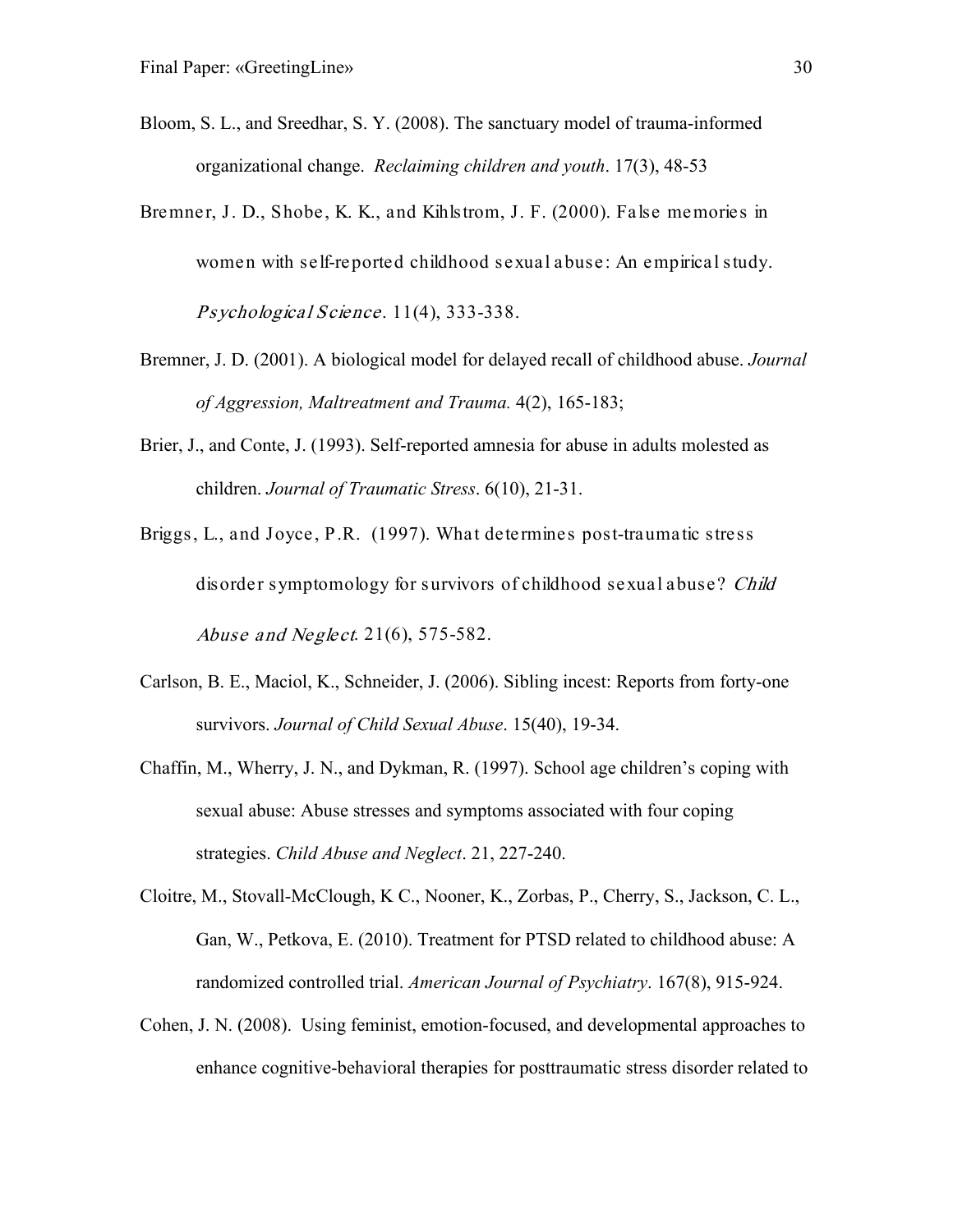Bloom, S. L., and Sreedhar, S. Y. (2008). The sanctuary model of trauma-informed organizational change. *Reclaiming children and youth*. 17(3), 48-53

Bremner, J. D., Shobe, K. K., and Kihlstrom, J. F. (2000). False memories in women with self-reported childhood sexual abuse: An empirical study. *Psychological Science*. 11(4), 333-338.

Bremner, J. D. (2001). A biological model for delayed recall of childhood abuse. *Journal of Aggression, Maltreatment and Trauma*. 4(2), 165-183;

Brier, J., and Conte, J. (1993). Self-reported amnesia for abuse in adults molested as children. *Journal of Traumatic Stress*. 6(10), 21-31.

Briggs, L., and Joyce, P.R. (1997). What determines post-traumatic stress disorder symptomology for survivors of childhood sexual abuse? *Child Abuse and Neglect*. 21(6), 575-582.

Carlson, B. E., Maciol, K., Schneider, J. (2006). Sibling incest: Reports from forty-one survivors. *Journal of Child Sexual Abuse*. 15(40), 19-34.

Chaffin, M., Wherry, J. N., and Dykman, R. (1997). School age children's coping with sexual abuse: Abuse stresses and symptoms associated with four coping strategies. *Child Abuse and Neglect*. 21, 227-240.

Cloitre, M., Stovall-McClough, K C., Nooner, K., Zorbas, P., Cherry, S., Jackson, C. L., Gan, W., Petkova, E. (2010). Treatment for PTSD related to childhood abuse: A randomized controlled trial. *American Journal of Psychiatry*. 167(8), 915-924.

Cohen, J. N. (2008). Using feminist, emotion-focused, and developmental approaches to enhance cognitive-behavioral therapies for posttraumatic stress disorder related to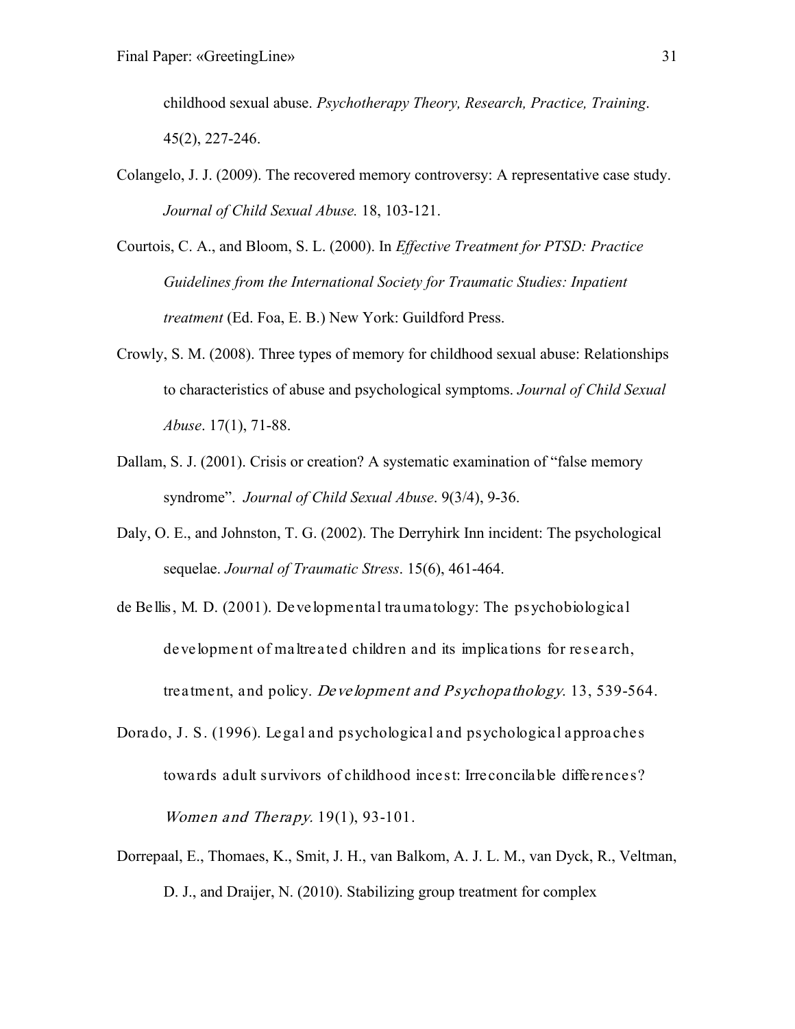childhood sexual abuse. *Psychotherapy Theory, Research, Practice, Training*. 45(2), 227-246.

Colangelo, J. J. (2009). The recovered memory controversy: A representative case study. *Journal of Child Sexual Abuse.* 18, 103-121.

Courtois, C. A., and Bloom, S. L. (2000). In *Effective Treatment for PTSD: Practice Guidelines from the International Society for Traumatic Studies: Inpatient treatment* (Ed. Foa, E. B.) New York: Guildford Press.

Crowly, S. M. (2008). Three types of memory for childhood sexual abuse: Relationships to characteristics of abuse and psychological symptoms. *Journal of Child Sexual Abuse*. 17(1), 71-88.

Dallam, S. J. (2001). Crisis or creation? A systematic examination of "false memory syndrome". *Journal of Child Sexual Abuse*. 9(3/4), 9-36.

Daly, O. E., and Johnston, T. G. (2002). The Derryhirk Inn incident: The psychological sequelae. *Journal of Traumatic Stress*. 15(6), 461-464.

de Bellis, M. D. (2001). Developmental traumatology: The psychobiological development of maltreated children and its implications for research, treatment, and policy. *Development and Psychopathology*. 13, 539-564.

Dorado, J. S. (1996). Legal and psychological and psychological approaches towards adult survivors of childhood incest: Irreconcilable differences? *Women and Therapy*. 19(1), 93-101.

Dorrepaal, E., Thomaes, K., Smit, J. H., van Balkom, A. J. L. M., van Dyck, R., Veltman, D. J., and Draijer, N. (2010). Stabilizing group treatment for complex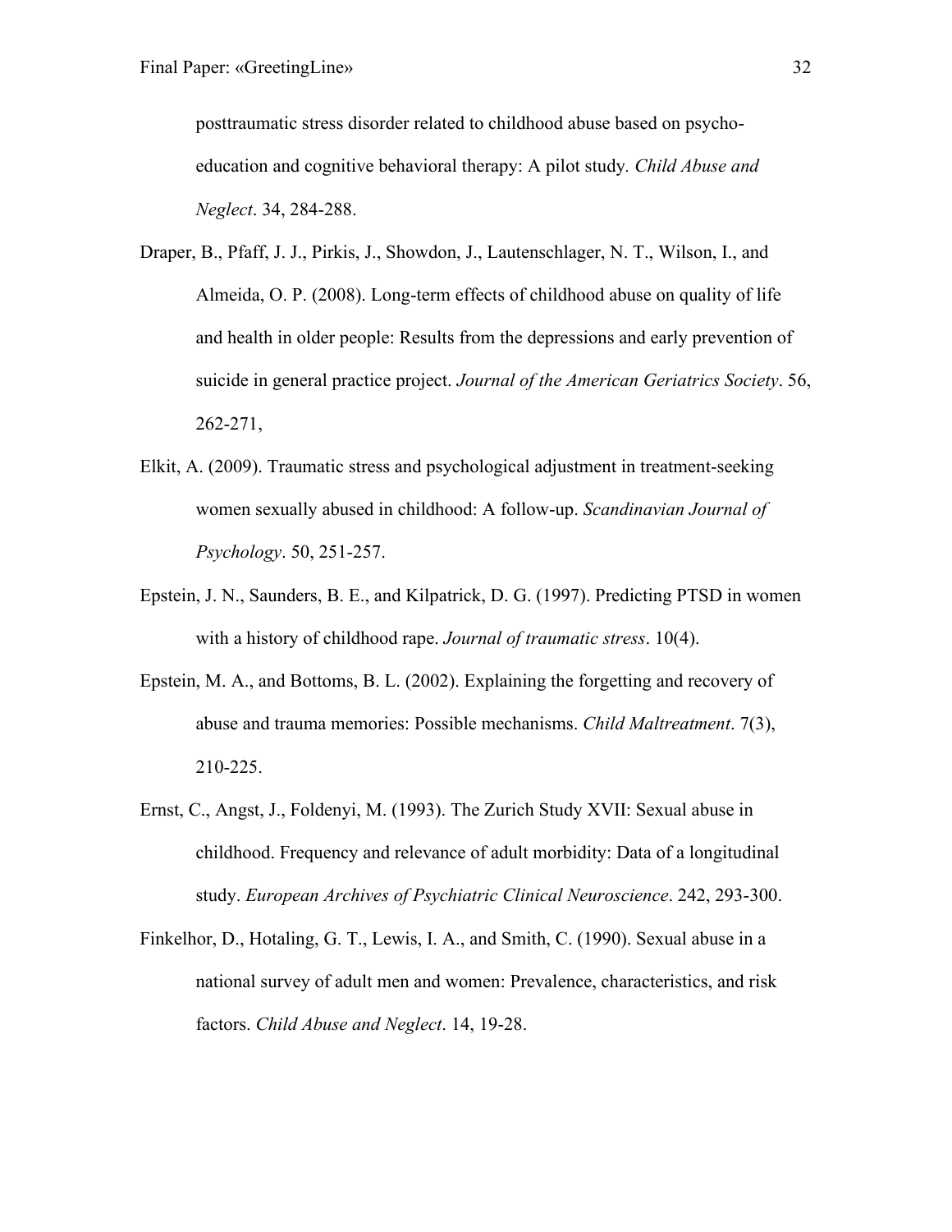posttraumatic stress disorder related to childhood abuse based on psycho-education and cognitive behavioral therapy: A pilot study. *Child Abuse and Neglect*. 34, 284-288.

Draper, B., Pfaff, J. J., Pirkis, J., Showdon, J., Lautenschlager, N. T., Wilson, I., and Almeida, O. P. (2008). Long-term effects of childhood abuse on quality of life and health in older people: Results from the depressions and early prevention of suicide in general practice project. *Journal of the American Geriatrics Society*. 56, 262-271,

Elkit, A. (2009). Traumatic stress and psychological adjustment in treatment-seeking women sexually abused in childhood: A follow-up. *Scandinavian Journal of Psychology*. 50, 251-257.

Epstein, J. N., Saunders, B. E., and Kilpatrick, D. G. (1997). Predicting PTSD in women with a history of childhood rape. *Journal of traumatic stress*. 10(4).

Epstein, M. A., and Bottoms, B. L. (2002). Explaining the forgetting and recovery of abuse and trauma memories: Possible mechanisms. *Child Maltreatment*. 7(3), 210-225.

Ernst, C., Angst, J., Foldenyi, M. (1993). The Zurich Study XVII: Sexual abuse in childhood. Frequency and relevance of adult morbidity: Data of a longitudinal study. *European Archives of Psychiatric Clinical Neuroscience*. 242, 293-300.

Finkelhor, D., Hotaling, G. T., Lewis, I. A., and Smith, C. (1990). Sexual abuse in a national survey of adult men and women: Prevalence, characteristics, and risk factors. *Child Abuse and Neglect*. 14, 19-28.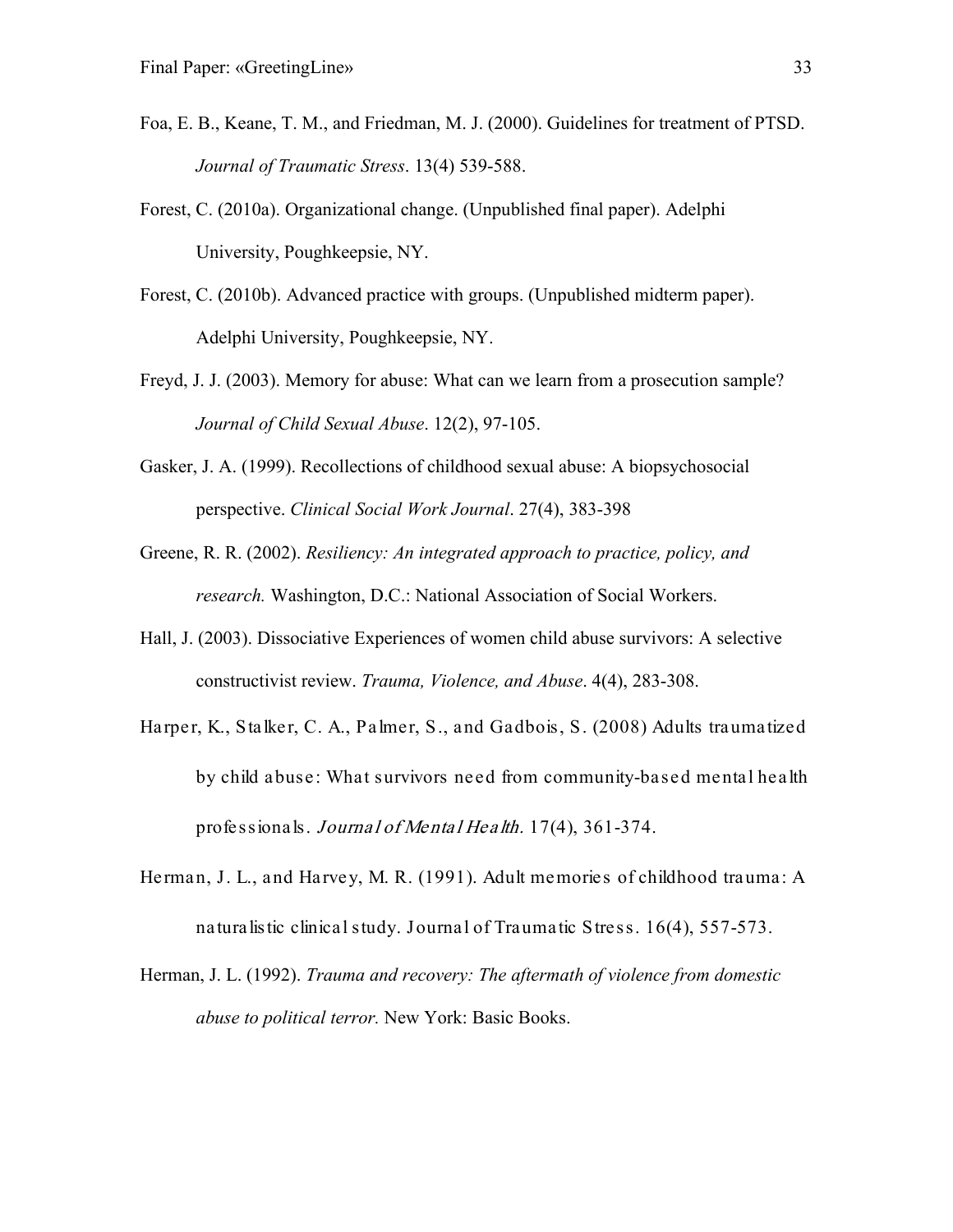Foa, E. B., Keane, T. M., and Friedman, M. J. (2000). Guidelines for treatment of PTSD. *Journal of Traumatic Stress*. 13(4) 539-588.

Forest, C. (2010a). Organizational change. (Unpublished final paper). Adelphi University, Poughkeepsie, NY.

Forest, C. (2010b). Advanced practice with groups. (Unpublished midterm paper). Adelphi University, Poughkeepsie, NY.

Freyd, J. J. (2003). Memory for abuse: What can we learn from a prosecution sample? *Journal of Child Sexual Abuse*. 12(2), 97-105.

Gasker, J. A. (1999). Recollections of childhood sexual abuse: A biopsychosocial perspective. *Clinical Social Work Journal*. 27(4), 383-398

Greene, R. R. (2002). *Resiliency: An integrated approach to practice, policy, and research.* Washington, D.C.: National Association of Social Workers.

Hall, J. (2003). Dissociative Experiences of women child abuse survivors: A selective constructivist review. *Trauma, Violence, and Abuse*. 4(4), 283-308.

Harper, K., Stalker, C. A., Palmer, S., and Gadbois, S. (2008) Adults traumatized by child abuse: What survivors need from community-based mental health professionals. *Journal of Mental Health.* 17(4), 361-374.

Herman, J. L., and Harvey, M. R. (1991). Adult memories of childhood trauma: A naturalistic clinical study. Journal of Traumatic Stress. 16(4), 557-573.

Herman, J. L. (1992). *Trauma and recovery: The aftermath of violence from domestic abuse to political terror.* New York: Basic Books.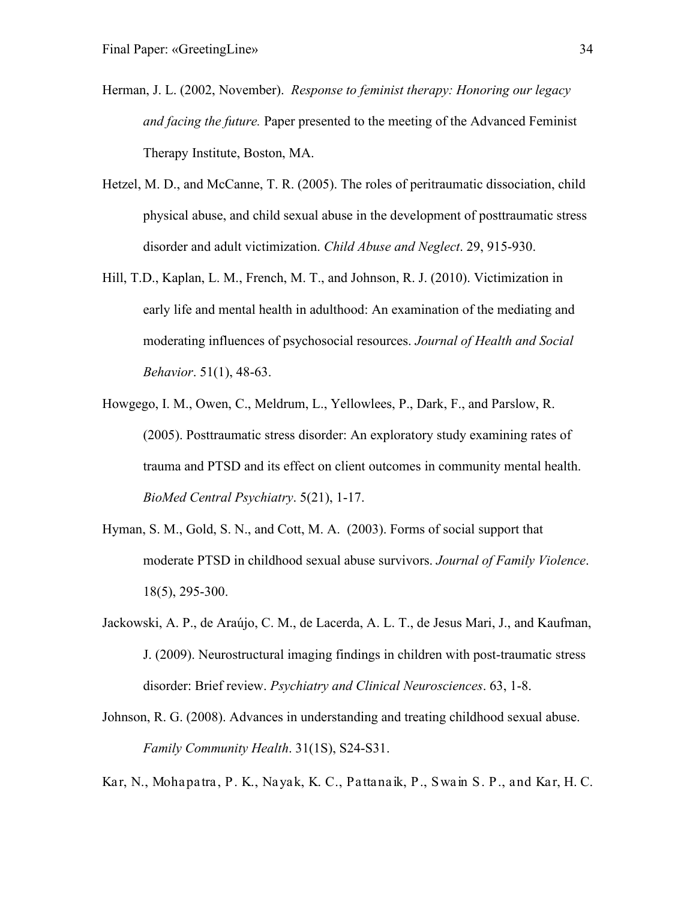Herman, J. L. (2002, November). *Response to feminist therapy: Honoring our legacy and facing the future.* Paper presented to the meeting of the Advanced Feminist Therapy Institute, Boston, MA.

Hetzel, M. D., and McCanne, T. R. (2005). The roles of peritraumatic dissociation, child physical abuse, and child sexual abuse in the development of posttraumatic stress disorder and adult victimization. *Child Abuse and Neglect*. 29, 915-930.

Hill, T.D., Kaplan, L. M., French, M. T., and Johnson, R. J. (2010). Victimization in early life and mental health in adulthood: An examination of the mediating and moderating influences of psychosocial resources. *Journal of Health and Social Behavior*. 51(1), 48-63.

Howgego, I. M., Owen, C., Meldrum, L., Yellowlees, P., Dark, F., and Parslow, R. (2005). Posttraumatic stress disorder: An exploratory study examining rates of trauma and PTSD and its effect on client outcomes in community mental health. *BioMed Central Psychiatry*. 5(21), 1-17.

Hyman, S. M., Gold, S. N., and Cott, M. A. (2003). Forms of social support that moderate PTSD in childhood sexual abuse survivors. *Journal of Family Violence*. 18(5), 295-300.

Jackowski, A. P., de Araújo, C. M., de Lacerda, A. L. T., de Jesus Mari, J., and Kaufman, J. (2009). Neurostructural imaging findings in children with post-traumatic stress disorder: Brief review. *Psychiatry and Clinical Neurosciences*. 63, 1-8.

Johnson, R. G. (2008). Advances in understanding and treating childhood sexual abuse. *Family Community Health*. 31(1S), S24-S31.

Kar, N., Mohapatra, P. K., Nayak, K. C., Pattanaik, P., Swain S. P., and Kar, H. C.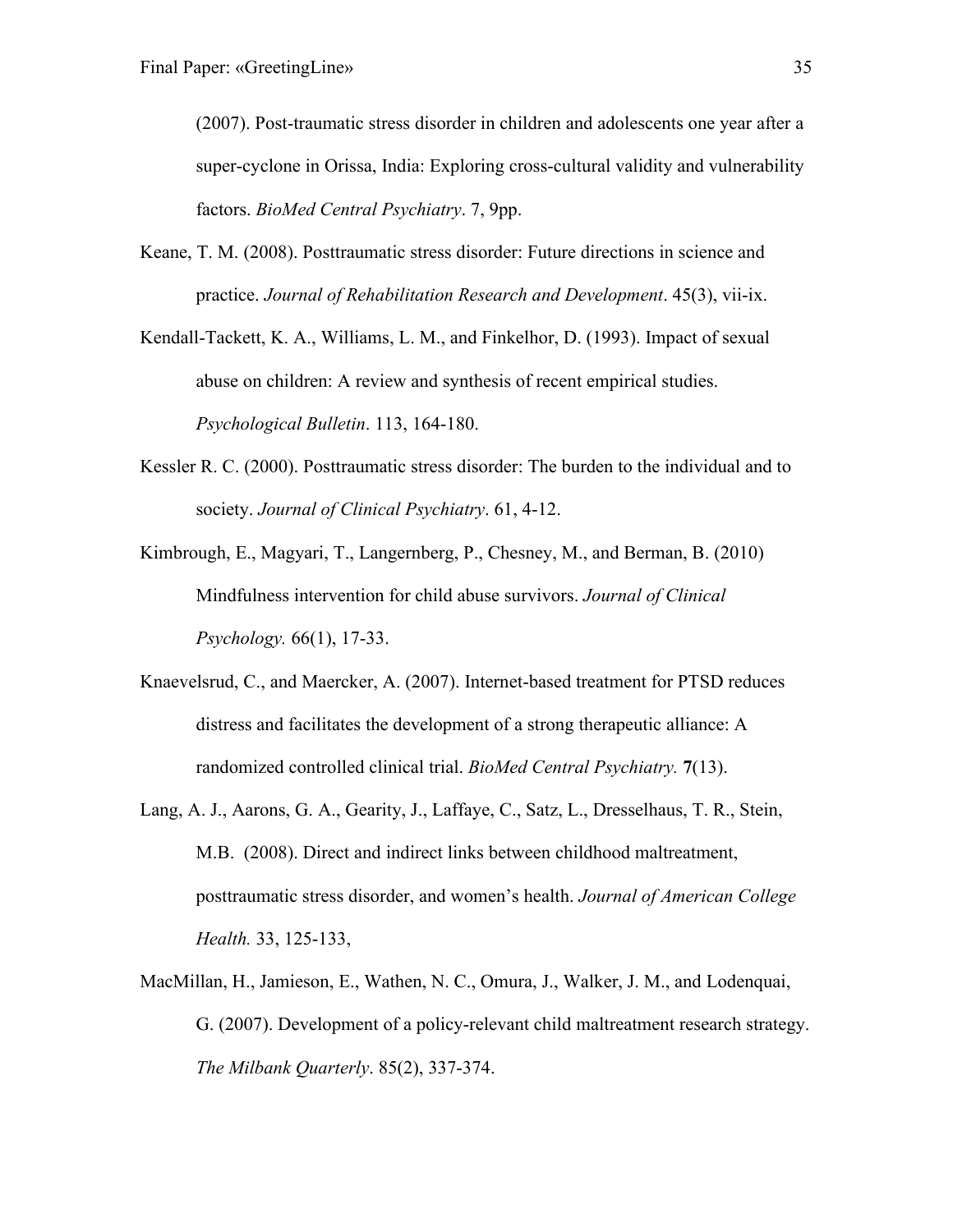(2007). Post-traumatic stress disorder in children and adolescents one year after a super-cyclone in Orissa, India: Exploring cross-cultural validity and vulnerability factors. *BioMed Central Psychiatry*. 7, 9pp.

Keane, T. M. (2008). Posttraumatic stress disorder: Future directions in science and practice. *Journal of Rehabilitation Research and Development*. 45(3), vii-ix.

Kendall-Tackett, K. A., Williams, L. M., and Finkelhor, D. (1993). Impact of sexual abuse on children: A review and synthesis of recent empirical studies. *Psychological Bulletin*. 113, 164-180.

Kessler R. C. (2000). Posttraumatic stress disorder: The burden to the individual and to society. *Journal of Clinical Psychiatry*. 61, 4-12.

Kimbrough, E., Magyari, T., Langernberg, P., Chesney, M., and Berman, B. (2010) Mindfulness intervention for child abuse survivors. *Journal of Clinical Psychology.* 66(1), 17-33.

Knaevelsrud, C., and Maercker, A. (2007). Internet-based treatment for PTSD reduces distress and facilitates the development of a strong therapeutic alliance: A randomized controlled clinical trial. *BioMed Central Psychiatry.* **7**(13).

Lang, A. J., Aarons, G. A., Gearity, J., Laffaye, C., Satz, L., Dresselhaus, T. R., Stein, M.B. (2008). Direct and indirect links between childhood maltreatment, posttraumatic stress disorder, and women's health. *Journal of American College Health.* 33, 125-133,

MacMillan, H., Jamieson, E., Wathen, N. C., Omura, J., Walker, J. M., and Lodenquai, G. (2007). Development of a policy-relevant child maltreatment research strategy. *The Milbank Quarterly*. 85(2), 337-374.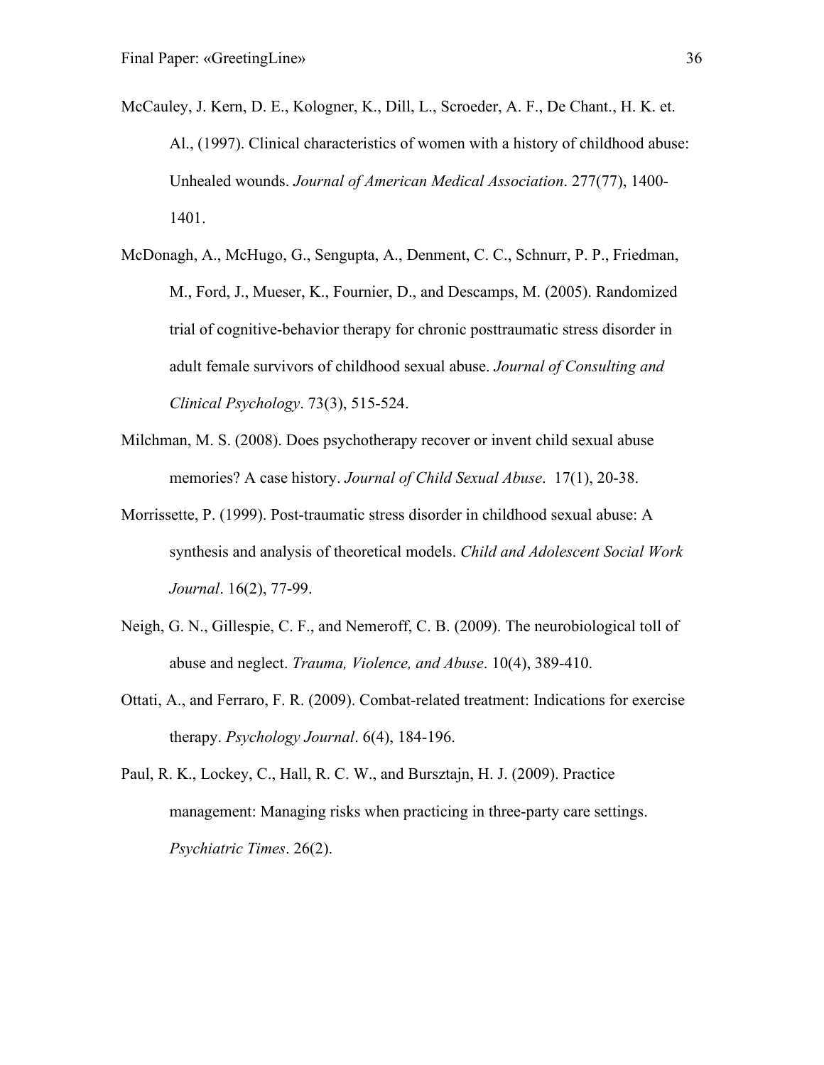McCauley, J. Kern, D. E., Kologner, K., Dill, L., Scroeder, A. F., De Chant., H. K. et. Al., (1997). Clinical characteristics of women with a history of childhood abuse: Unhealed wounds. *Journal of American Medical Association*. 277(77), 1400-1401.

McDonagh, A., McHugo, G., Sengupta, A., Denment, C. C., Schnurr, P. P., Friedman, M., Ford, J., Mueser, K., Fournier, D., and Descamps, M. (2005). Randomized trial of cognitive-behavior therapy for chronic posttraumatic stress disorder in adult female survivors of childhood sexual abuse. *Journal of Consulting and Clinical Psychology*. 73(3), 515-524.

Milchman, M. S. (2008). Does psychotherapy recover or invent child sexual abuse memories? A case history. *Journal of Child Sexual Abuse*. 17(1), 20-38.

Morrissette, P. (1999). Post-traumatic stress disorder in childhood sexual abuse: A synthesis and analysis of theoretical models. *Child and Adolescent Social Work Journal*. 16(2), 77-99.

Neigh, G. N., Gillespie, C. F., and Nemeroff, C. B. (2009). The neurobiological toll of abuse and neglect. *Trauma, Violence, and Abuse*. 10(4), 389-410.

Ottati, A., and Ferraro, F. R. (2009). Combat-related treatment: Indications for exercise therapy. *Psychology Journal*. 6(4), 184-196.

Paul, R. K., Lockey, C., Hall, R. C. W., and Bursztajn, H. J. (2009). Practice management: Managing risks when practicing in three-party care settings. *Psychiatric Times*. 26(2).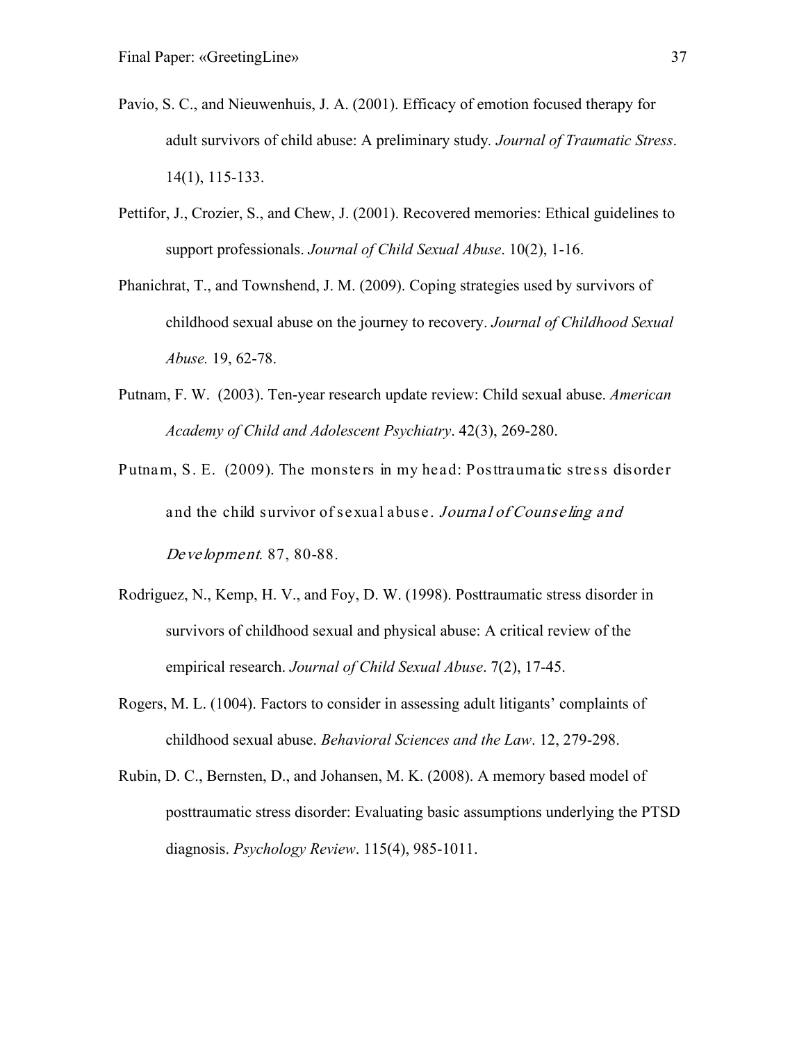Pavio, S. C., and Nieuwenhuis, J. A. (2001). Efficacy of emotion focused therapy for adult survivors of child abuse: A preliminary study. *Journal of Traumatic Stress*. 14(1), 115-133.

Pettifor, J., Crozier, S., and Chew, J. (2001). Recovered memories: Ethical guidelines to support professionals. *Journal of Child Sexual Abuse*. 10(2), 1-16.

Phanichrat, T., and Townshend, J. M. (2009). Coping strategies used by survivors of childhood sexual abuse on the journey to recovery. *Journal of Childhood Sexual Abuse.* 19, 62-78.

Putnam, F. W. (2003). Ten-year research update review: Child sexual abuse. *American Academy of Child and Adolescent Psychiatry*. 42(3), 269-280.

Putnam, S. E. (2009). The monsters in my head: Posttraumatic stress disorder and the child survivor of sexual abuse. *Journal of Counseling and Development*. 87, 80-88.

Rodriguez, N., Kemp, H. V., and Foy, D. W. (1998). Posttraumatic stress disorder in survivors of childhood sexual and physical abuse: A critical review of the empirical research. *Journal of Child Sexual Abuse*. 7(2), 17-45.

Rogers, M. L. (1004). Factors to consider in assessing adult litigants' complaints of childhood sexual abuse. *Behavioral Sciences and the Law*. 12, 279-298.

Rubin, D. C., Bernsten, D., and Johansen, M. K. (2008). A memory based model of posttraumatic stress disorder: Evaluating basic assumptions underlying the PTSD diagnosis. *Psychology Review*. 115(4), 985-1011.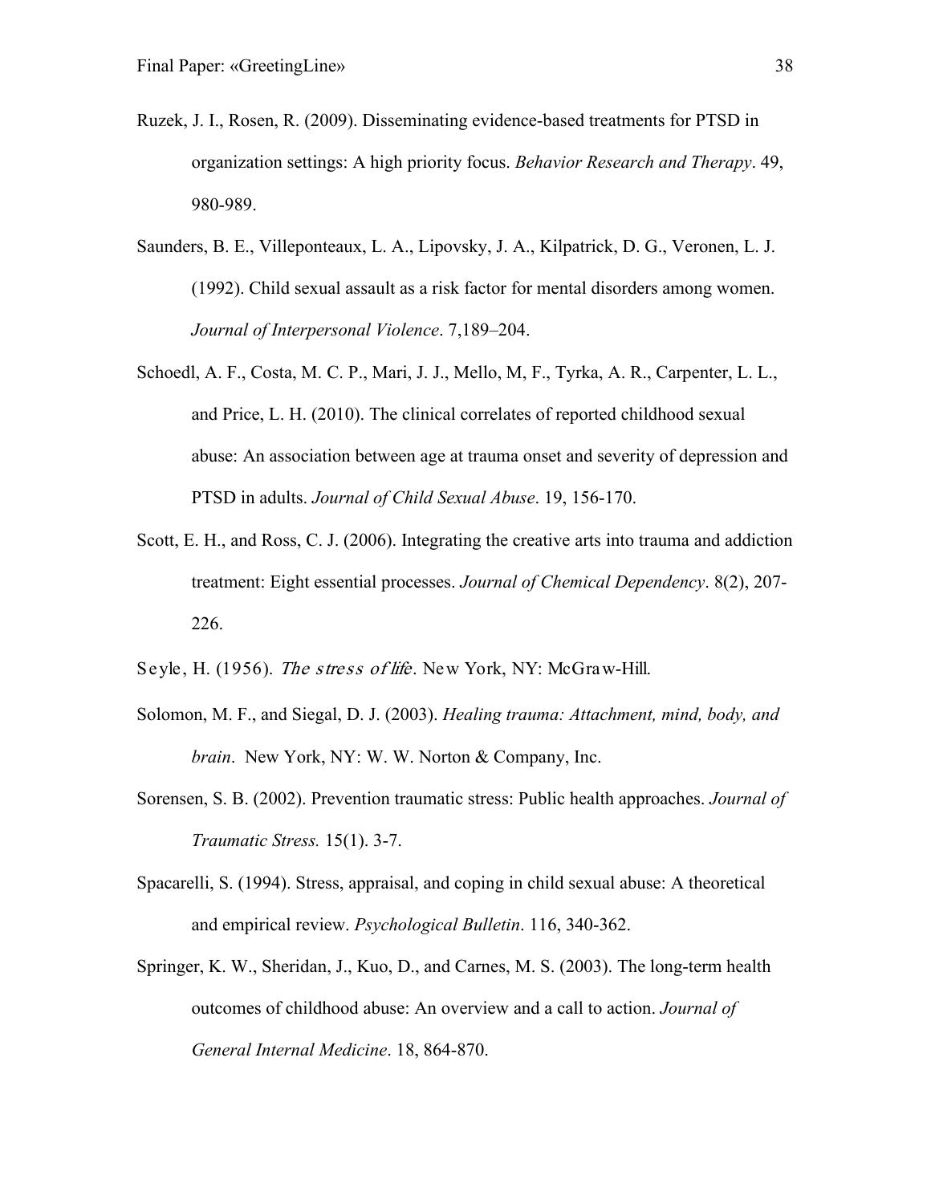Ruzek, J. I., Rosen, R. (2009). Disseminating evidence-based treatments for PTSD in organization settings: A high priority focus. *Behavior Research and Therapy*. 49, 980-989.

Saunders, B. E., Villeponteaux, L. A., Lipovsky, J. A., Kilpatrick, D. G., Veronen, L. J. (1992). Child sexual assault as a risk factor for mental disorders among women. *Journal of Interpersonal Violence*. 7,189–204.

Schoedl, A. F., Costa, M. C. P., Mari, J. J., Mello, M, F., Tyrka, A. R., Carpenter, L. L., and Price, L. H. (2010). The clinical correlates of reported childhood sexual abuse: An association between age at trauma onset and severity of depression and PTSD in adults. *Journal of Child Sexual Abuse*. 19, 156-170.

Scott, E. H., and Ross, C. J. (2006). Integrating the creative arts into trauma and addiction treatment: Eight essential processes. *Journal of Chemical Dependency*. 8(2), 207-226.

Seyle, H. (1956). *The stress of life*. New York, NY: McGraw-Hill.

Solomon, M. F., and Siegal, D. J. (2003). *Healing trauma: Attachment, mind, body, and brain*. New York, NY: W. W. Norton & Company, Inc.

Sorensen, S. B. (2002). Prevention traumatic stress: Public health approaches. *Journal of Traumatic Stress.* 15(1). 3-7.

Spacarelli, S. (1994). Stress, appraisal, and coping in child sexual abuse: A theoretical and empirical review. *Psychological Bulletin*. 116, 340-362.

Springer, K. W., Sheridan, J., Kuo, D., and Carnes, M. S. (2003). The long-term health outcomes of childhood abuse: An overview and a call to action. *Journal of General Internal Medicine*. 18, 864-870.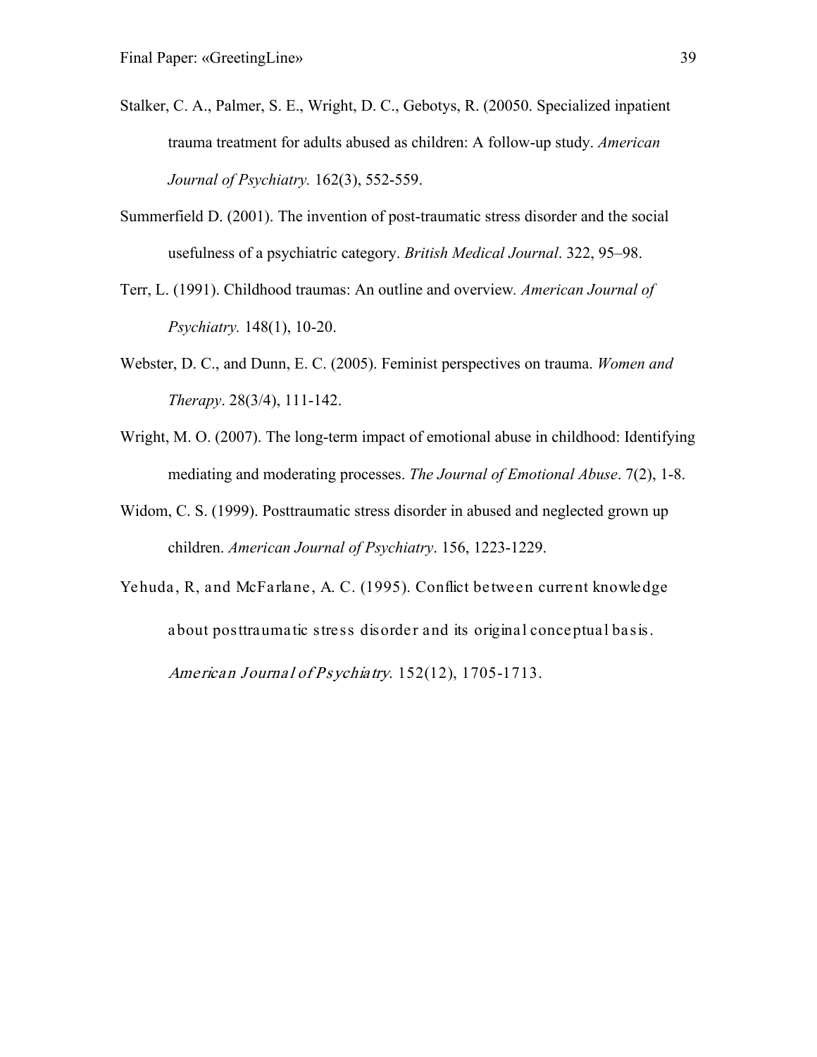Stalker, C. A., Palmer, S. E., Wright, D. C., Gebotys, R. (20050. Specialized inpatient trauma treatment for adults abused as children: A follow-up study. *American Journal of Psychiatry.* 162(3), 552-559.

Summerfield D. (2001). The invention of post-traumatic stress disorder and the social usefulness of a psychiatric category. *British Medical Journal*. 322, 95–98.

Terr, L. (1991). Childhood traumas: An outline and overview. *American Journal of Psychiatry.* 148(1), 10-20.

Webster, D. C., and Dunn, E. C. (2005). Feminist perspectives on trauma. *Women and Therapy*. 28(3/4), 111-142.

Wright, M. O. (2007). The long-term impact of emotional abuse in childhood: Identifying mediating and moderating processes. *The Journal of Emotional Abuse*. 7(2), 1-8.

Widom, C. S. (1999). Posttraumatic stress disorder in abused and neglected grown up children. *American Journal of Psychiatry*. 156, 1223-1229.

Yehuda, R, and McFarlane, A. C. (1995). Conflict between current knowledge about posttraumatic stress disorder and its original conceptual basis. *American Journal of Psychiatry*. 152(12), 1705-1713.